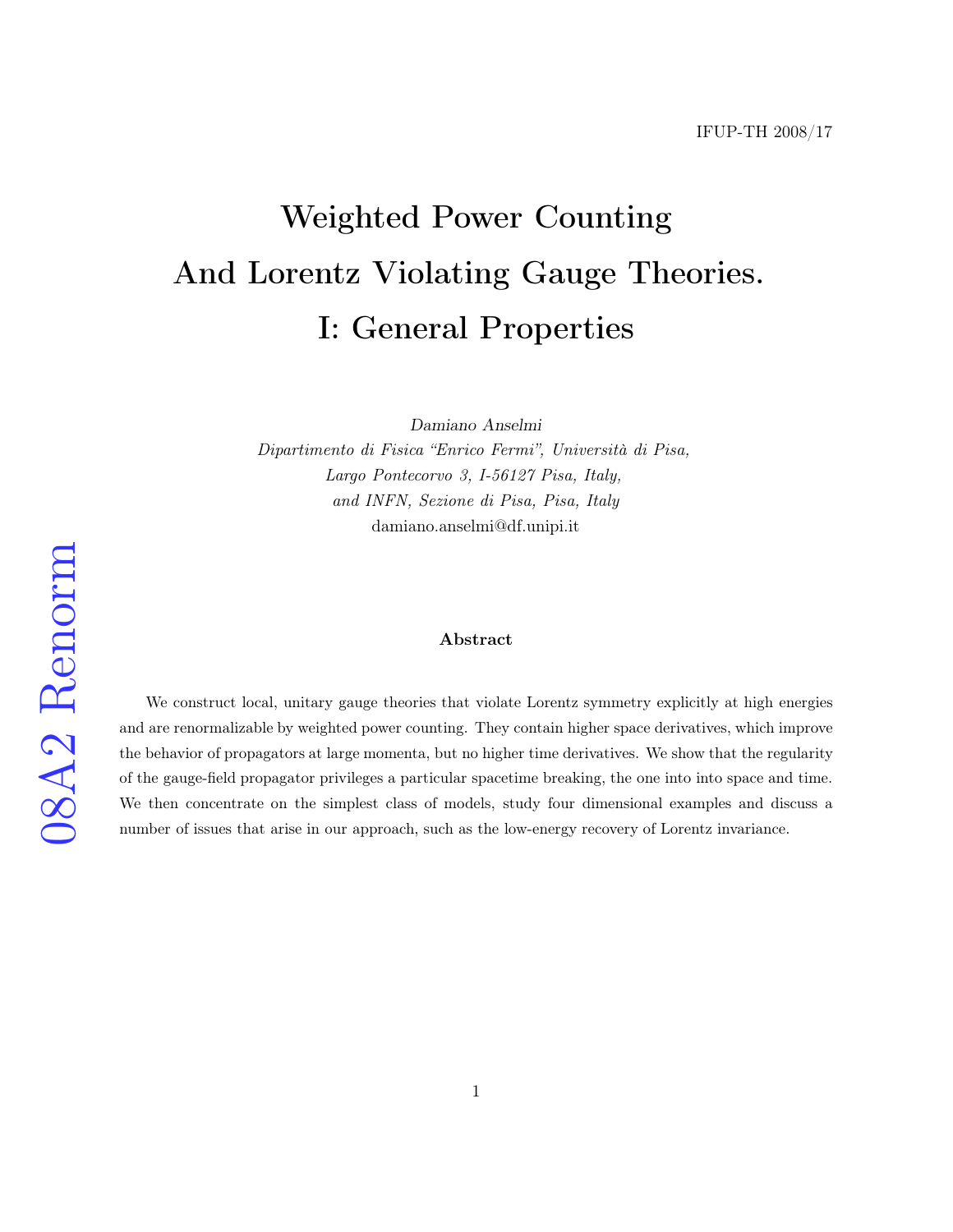IFUP-TH 2008/17

# Weighted Power Counting And Lorentz Violating Gauge Theories. I: General Properties

*Damiano Anselmi*

*Dipartimento di Fisica "Enrico Fermi", Università di Pisa,*
*Largo Pontecorvo 3, I-56127 Pisa, Italy,*
*and INFN, Sezione di Pisa, Pisa, Italy*
damiano.anselmi@df.unipi.it

08A2 Renorm

### Abstract

We construct local, unitary gauge theories that violate Lorentz symmetry explicitly at high energies and are renormalizable by weighted power counting. They contain higher space derivatives, which improve the behavior of propagators at large momenta, but no higher time derivatives. We show that the regularity of the gauge-field propagator privileges a particular spacetime breaking, the one into into space and time. We then concentrate on the simplest class of models, study four dimensional examples and discuss a number of issues that arise in our approach, such as the low-energy recovery of Lorentz invariance.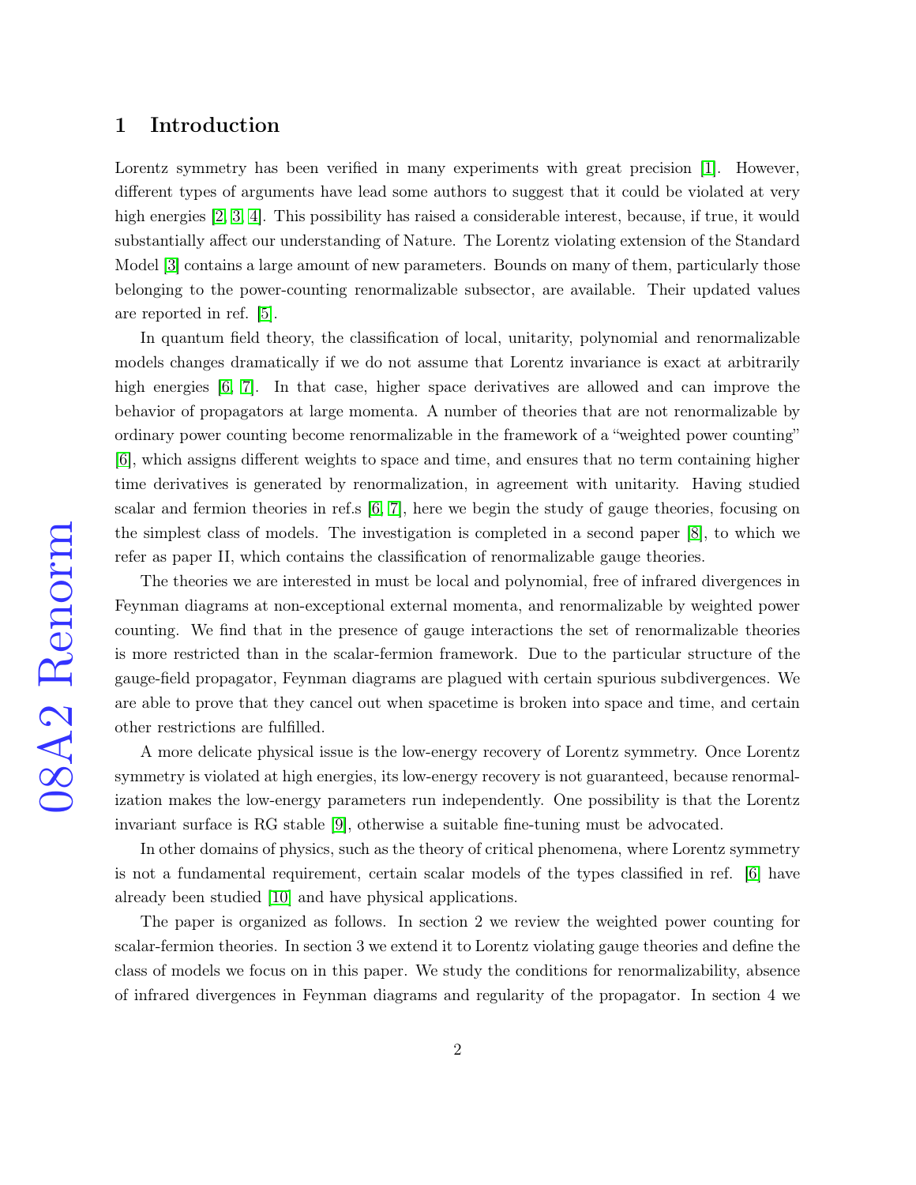## 1 Introduction

Lorentz symmetry has been verified in many experiments with great precision [1]. However, different types of arguments have lead some authors to suggest that it could be violated at very high energies [2, 3, 4]. This possibility has raised a considerable interest, because, if true, it would substantially affect our understanding of Nature. The Lorentz violating extension of the Standard Model [3] contains a large amount of new parameters. Bounds on many of them, particularly those belonging to the power-counting renormalizable subsector, are available. Their updated values are reported in ref. [5].

In quantum field theory, the classification of local, unitarity, polynomial and renormalizable models changes dramatically if we do not assume that Lorentz invariance is exact at arbitrarily high energies [6, 7]. In that case, higher space derivatives are allowed and can improve the behavior of propagators at large momenta. A number of theories that are not renormalizable by ordinary power counting become renormalizable in the framework of a "weighted power counting" [6], which assigns different weights to space and time, and ensures that no term containing higher time derivatives is generated by renormalization, in agreement with unitarity. Having studied scalar and fermion theories in ref.s [6, 7], here we begin the study of gauge theories, focusing on the simplest class of models. The investigation is completed in a second paper [8], to which we refer as paper II, which contains the classification of renormalizable gauge theories.

The theories we are interested in must be local and polynomial, free of infrared divergences in Feynman diagrams at non-exceptional external momenta, and renormalizable by weighted power counting. We find that in the presence of gauge interactions the set of renormalizable theories is more restricted than in the scalar-fermion framework. Due to the particular structure of the gauge-field propagator, Feynman diagrams are plagued with certain spurious subdivergences. We are able to prove that they cancel out when spacetime is broken into space and time, and certain other restrictions are fulfilled.

A more delicate physical issue is the low-energy recovery of Lorentz symmetry. Once Lorentz symmetry is violated at high energies, its low-energy recovery is not guaranteed, because renormalization makes the low-energy parameters run independently. One possibility is that the Lorentz invariant surface is RG stable [9], otherwise a suitable fine-tuning must be advocated.

In other domains of physics, such as the theory of critical phenomena, where Lorentz symmetry is not a fundamental requirement, certain scalar models of the types classified in ref. [6] have already been studied [10] and have physical applications.

The paper is organized as follows. In section 2 we review the weighted power counting for scalar-fermion theories. In section 3 we extend it to Lorentz violating gauge theories and define the class of models we focus on in this paper. We study the conditions for renormalizability, absence of infrared divergences in Feynman diagrams and regularity of the propagator. In section 4 we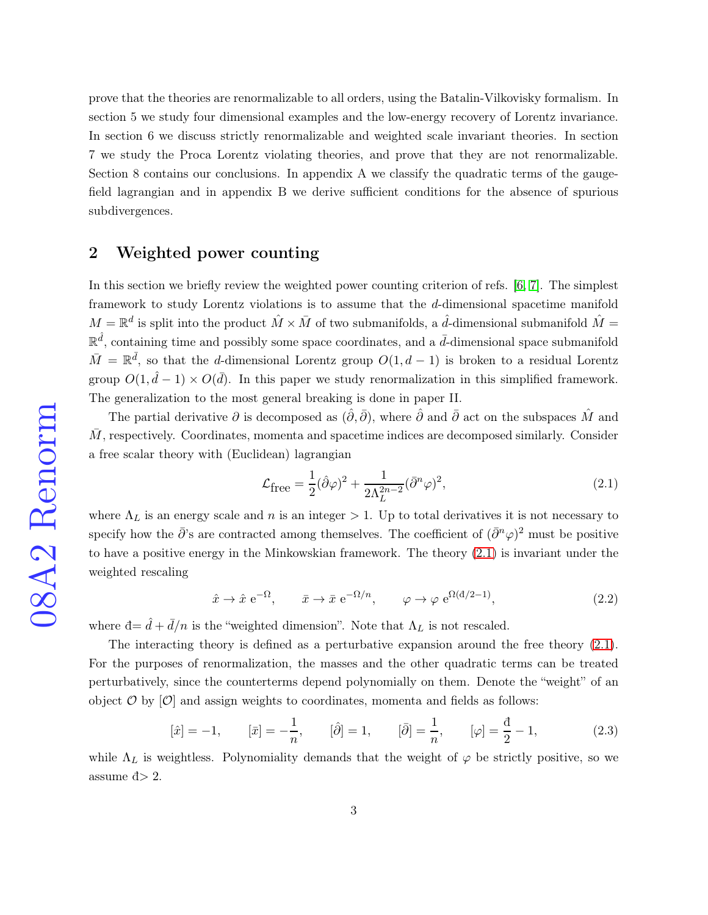prove that the theories are renormalizable to all orders, using the Batalin-Vilkovisky formalism. In section 5 we study four dimensional examples and the low-energy recovery of Lorentz invariance. In section 6 we discuss strictly renormalizable and weighted scale invariant theories. In section 7 we study the Proca Lorentz violating theories, and prove that they are not renormalizable. Section 8 contains our conclusions. In appendix A we classify the quadratic terms of the gauge-field lagrangian and in appendix B we derive sufficient conditions for the absence of spurious subdivergences.

## 2 Weighted power counting

In this section we briefly review the weighted power counting criterion of refs. [6, 7]. The simplest framework to study Lorentz violations is to assume that the $d$-dimensional spacetime manifold $M = \mathbb{R}^d$ is split into the product $\hat{M} \times \bar{M}$ of two submanifolds, a $\hat{d}$-dimensional submanifold $\hat{M} = \mathbb{R}^{\hat{d}}$, containing time and possibly some space coordinates, and a $\bar{d}$-dimensional space submanifold $\bar{M} = \mathbb{R}^{\bar{d}}$, so that the $d$-dimensional Lorentz group $O(1, d-1)$ is broken to a residual Lorentz group $O(1, \hat{d}-1) \times O(\bar{d})$. In this paper we study renormalization in this simplified framework. The generalization to the most general breaking is done in paper II.

The partial derivative $\partial$ is decomposed as $(\hat{\partial}, \bar{\partial})$, where $\hat{\partial}$ and $\bar{\partial}$ act on the subspaces $\hat{M}$ and $\bar{M}$, respectively. Coordinates, momenta and spacetime indices are decomposed similarly. Consider a free scalar theory with (Euclidean) lagrangian

$$\mathcal{L}_{\text{free}} = \frac{1}{2}(\hat{\partial}\varphi)^2 + \frac{1}{2\Lambda_L^{2n-2}}(\bar{\partial}^n\varphi)^2, \tag{2.1}$$

where $\Lambda_L$ is an energy scale and $n$ is an integer $> 1$. Up to total derivatives it is not necessary to specify how the $\bar{\partial}$'s are contracted among themselves. The coefficient of $(\bar{\partial}^n\varphi)^2$ must be positive to have a positive energy in the Minkowskian framework. The theory (2.1) is invariant under the weighted rescaling

$$\hat{x} \to \hat{x}\ \mathrm{e}^{-\Omega}, \qquad \bar{x} \to \bar{x}\ \mathrm{e}^{-\Omega/n}, \qquad \varphi \to \varphi\ \mathrm{e}^{\Omega(\text{đ}/2-1)}, \tag{2.2}$$

where đ$= \hat{d} + \bar{d}/n$ is the "weighted dimension". Note that $\Lambda_L$ is not rescaled.

The interacting theory is defined as a perturbative expansion around the free theory (2.1). For the purposes of renormalization, the masses and the other quadratic terms can be treated perturbatively, since the counterterms depend polynomially on them. Denote the "weight" of an object $\mathcal{O}$ by $[\mathcal{O}]$ and assign weights to coordinates, momenta and fields as follows:

$$[\hat{x}] = -1, \qquad [\bar{x}] = -\frac{1}{n}, \qquad [\hat{\partial}] = 1, \qquad [\bar{\partial}] = \frac{1}{n}, \qquad [\varphi] = \frac{\text{đ}}{2} - 1, \tag{2.3}$$

while $\Lambda_L$ is weightless. Polynomiality demands that the weight of $\varphi$ be strictly positive, so we assume đ$> 2$.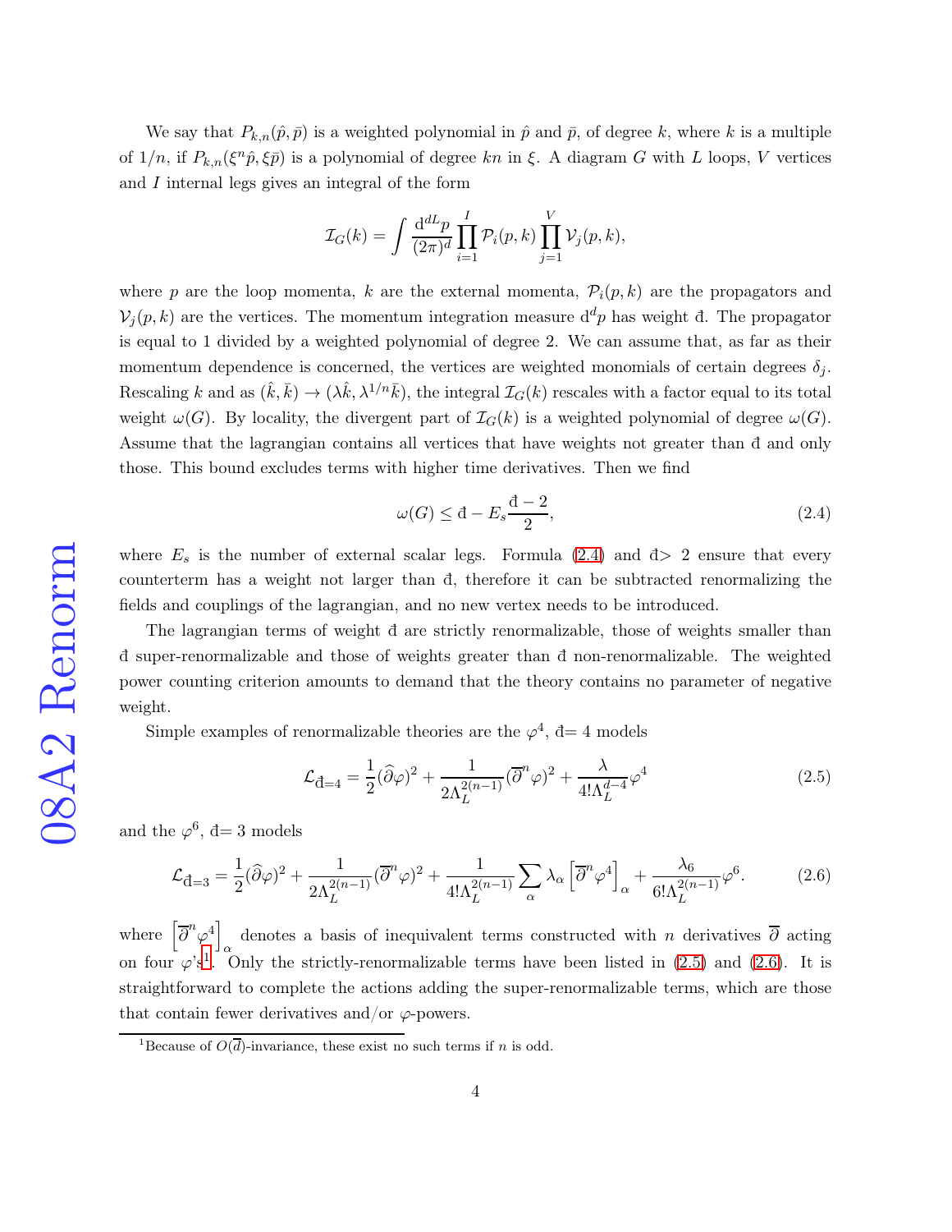We say that $P_{k,n}(\hat{p},\bar{p})$ is a weighted polynomial in $\hat{p}$ and $\bar{p}$, of degree $k$, where $k$ is a multiple of $1/n$, if $P_{k,n}(\xi^n\hat{p},\xi\bar{p})$ is a polynomial of degree $kn$ in $\xi$. A diagram $G$ with $L$ loops, $V$ vertices and $I$ internal legs gives an integral of the form

$$\mathcal{I}_G(k) = \int \frac{\mathrm{d}^{dL}p}{(2\pi)^d} \prod_{i=1}^{I} \mathcal{P}_i(p,k) \prod_{j=1}^{V} \mathcal{V}_j(p,k),$$

where $p$ are the loop momenta, $k$ are the external momenta, $\mathcal{P}_i(p,k)$ are the propagators and $\mathcal{V}_j(p,k)$ are the vertices. The momentum integration measure $\mathrm{d}^d p$ has weight $đ$. The propagator is equal to 1 divided by a weighted polynomial of degree 2. We can assume that, as far as their momentum dependence is concerned, the vertices are weighted monomials of certain degrees $\delta_j$. Rescaling $k$ and as $(\hat{k},\bar{k}) \to (\lambda\hat{k},\lambda^{1/n}\bar{k})$, the integral $\mathcal{I}_G(k)$ rescales with a factor equal to its total weight $\omega(G)$. By locality, the divergent part of $\mathcal{I}_G(k)$ is a weighted polynomial of degree $\omega(G)$. Assume that the lagrangian contains all vertices that have weights not greater than $đ$ and only those. This bound excludes terms with higher time derivatives. Then we find

$$\omega(G) \leq đ - E_s\frac{đ-2}{2}, \tag{2.4}$$

where $E_s$ is the number of external scalar legs. Formula (2.4) and $đ > 2$ ensure that every counterterm has a weight not larger than $đ$, therefore it can be subtracted renormalizing the fields and couplings of the lagrangian, and no new vertex needs to be introduced.

The lagrangian terms of weight $đ$ are strictly renormalizable, those of weights smaller than $đ$ super-renormalizable and those of weights greater than $đ$ non-renormalizable. The weighted power counting criterion amounts to demand that the theory contains no parameter of negative weight.

Simple examples of renormalizable theories are the $\varphi^4$, $đ= 4$ models

$$\mathcal{L}_{đ=4} = \frac{1}{2}(\widehat{\partial}\varphi)^2 + \frac{1}{2\Lambda_L^{2(n-1)}}(\overline{\partial}^n\varphi)^2 + \frac{\lambda}{4!\Lambda_L^{d-4}}\varphi^4 \tag{2.5}$$

and the $\varphi^6$, $đ= 3$ models

$$\mathcal{L}_{đ=3} = \frac{1}{2}(\widehat{\partial}\varphi)^2 + \frac{1}{2\Lambda_L^{2(n-1)}}(\overline{\partial}^n\varphi)^2 + \frac{1}{4!\Lambda_L^{2(n-1)}}\sum_\alpha \lambda_\alpha \left[\overline{\partial}^n\varphi^4\right]_\alpha + \frac{\lambda_6}{6!\Lambda_L^{2(n-1)}}\varphi^6. \tag{2.6}$$

where $\left[\overline{\partial}^n\varphi^4\right]_\alpha$ denotes a basis of inequivalent terms constructed with $n$ derivatives $\overline{\partial}$ acting on four $\varphi$'s[1]. Only the strictly-renormalizable terms have been listed in (2.5) and (2.6). It is straightforward to complete the actions adding the super-renormalizable terms, which are those that contain fewer derivatives and/or $\varphi$-powers.

[1] Because of $O(\overline{d})$-invariance, these exist no such terms if $n$ is odd.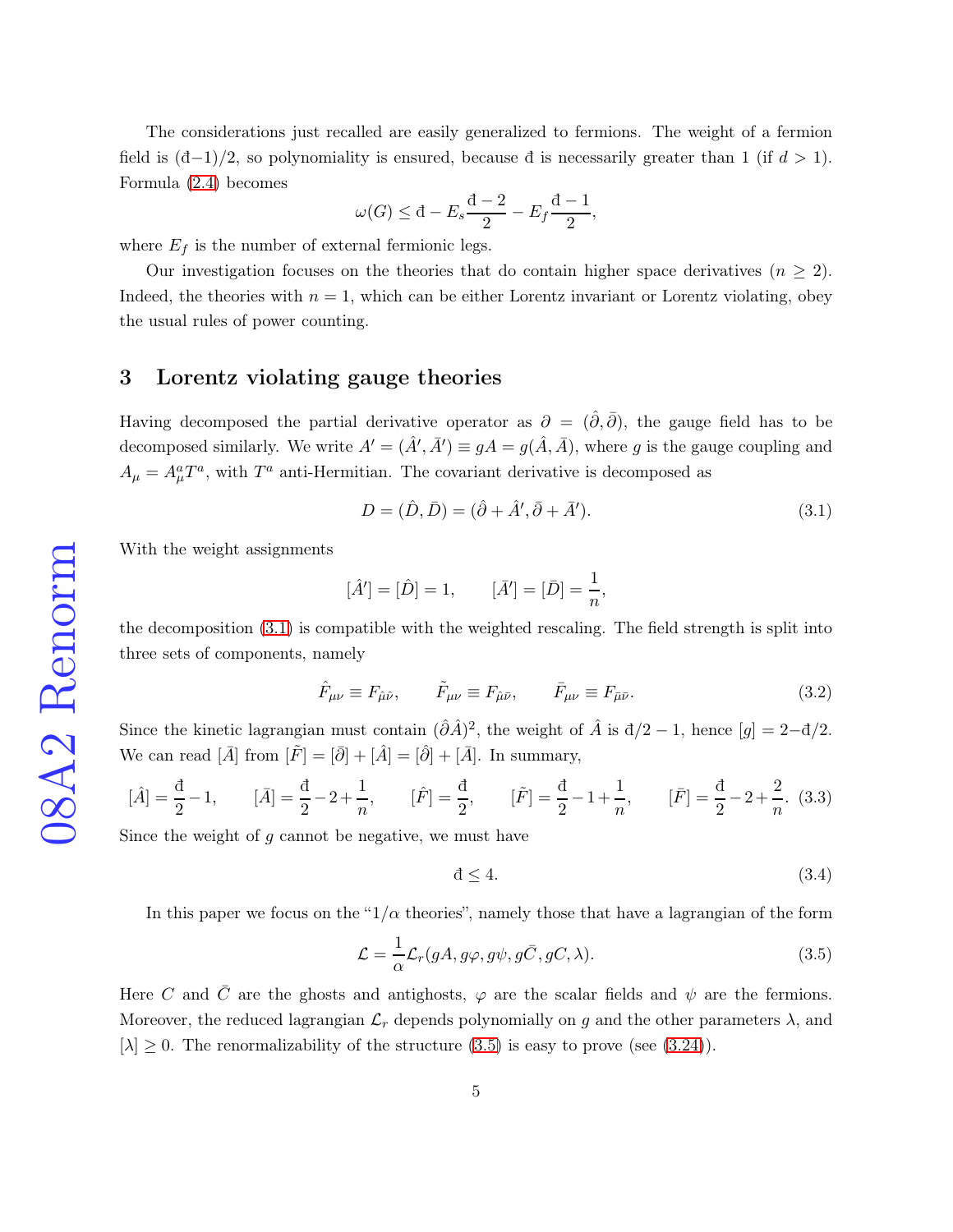The considerations just recalled are easily generalized to fermions. The weight of a fermion field is $(\text{đ}-1)/2$, so polynomiality is ensured, because đ is necessarily greater than 1 (if $d>1$). Formula (2.4) becomes

$$\omega(G)\leq \text{đ} - E_s\frac{\text{đ}-2}{2} - E_f\frac{\text{đ}-1}{2},$$

where $E_f$ is the number of external fermionic legs.

Our investigation focuses on the theories that do contain higher space derivatives ($n\geq 2$). Indeed, the theories with $n=1$, which can be either Lorentz invariant or Lorentz violating, obey the usual rules of power counting.

## 3 Lorentz violating gauge theories

Having decomposed the partial derivative operator as $\partial = (\hat{\partial},\bar{\partial})$, the gauge field has to be decomposed similarly. We write $A' = (\hat{A}',\bar{A}') \equiv gA = g(\hat{A},\bar{A})$, where $g$ is the gauge coupling and $A_\mu = A_\mu^a T^a$, with $T^a$ anti-Hermitian. The covariant derivative is decomposed as

$$D = (\hat{D},\bar{D}) = (\hat{\partial}+\hat{A}',\bar{\partial}+\bar{A}'). \tag{3.1}$$

With the weight assignments

$$[\hat{A}'] = [\hat{D}] = 1, \qquad [\bar{A}'] = [\bar{D}] = \frac{1}{n},$$

the decomposition (3.1) is compatible with the weighted rescaling. The field strength is split into three sets of components, namely

$$\hat{F}_{\mu\nu} \equiv F_{\hat{\mu}\hat{\nu}}, \qquad \tilde{F}_{\mu\nu} \equiv F_{\hat{\mu}\bar{\nu}}, \qquad \bar{F}_{\mu\nu} \equiv F_{\bar{\mu}\bar{\nu}}. \tag{3.2}$$

Since the kinetic lagrangian must contain $(\hat{\partial}\hat{A})^2$, the weight of $\hat{A}$ is $\text{đ}/2-1$, hence $[g] = 2-\text{đ}/2$. We can read $[\bar{A}]$ from $[\tilde{F}] = [\bar{\partial}]+[\hat{A}] = [\hat{\partial}]+[\bar{A}]$. In summary,

$$[\hat{A}] = \frac{\text{đ}}{2}-1, \qquad [\bar{A}] = \frac{\text{đ}}{2}-2+\frac{1}{n}, \qquad [\hat{F}] = \frac{\text{đ}}{2}, \qquad [\tilde{F}] = \frac{\text{đ}}{2}-1+\frac{1}{n}, \qquad [\bar{F}] = \frac{\text{đ}}{2}-2+\frac{2}{n}. \tag{3.3}$$

Since the weight of $g$ cannot be negative, we must have

$$\text{đ} \leq 4. \tag{3.4}$$

In this paper we focus on the "$1/\alpha$ theories", namely those that have a lagrangian of the form

$$\mathcal{L} = \frac{1}{\alpha}\mathcal{L}_r(gA, g\varphi, g\psi, g\bar{C}, gC, \lambda). \tag{3.5}$$

Here $C$ and $\bar{C}$ are the ghosts and antighosts, $\varphi$ are the scalar fields and $\psi$ are the fermions. Moreover, the reduced lagrangian $\mathcal{L}_r$ depends polynomially on $g$ and the other parameters $\lambda$, and $[\lambda]\geq 0$. The renormalizability of the structure (3.5) is easy to prove (see (3.24)).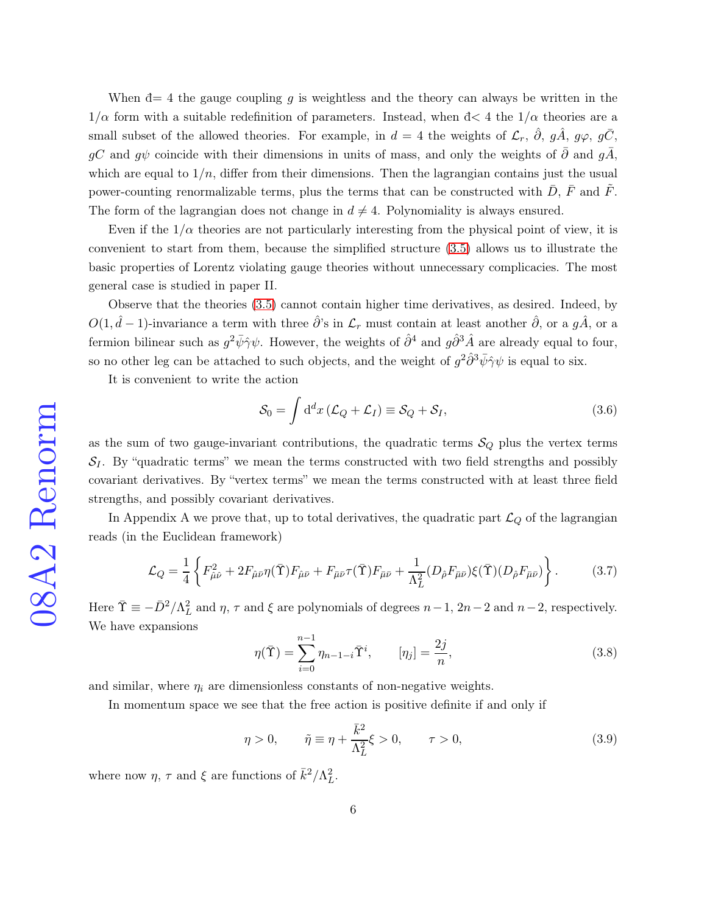When $\bar{d}= 4$ the gauge coupling $g$ is weightless and the theory can always be written in the $1/\alpha$ form with a suitable redefinition of parameters. Instead, when $\bar{d}< 4$ the $1/\alpha$ theories are a small subset of the allowed theories. For example, in $d = 4$ the weights of $\mathcal{L}_r$, $\hat{\partial}$, $g\hat{A}$, $g\varphi$, $g\bar{C}$, $gC$ and $g\psi$ coincide with their dimensions in units of mass, and only the weights of $\bar{\partial}$ and $g\bar{A}$, which are equal to $1/n$, differ from their dimensions. Then the lagrangian contains just the usual power-counting renormalizable terms, plus the terms that can be constructed with $\bar{D}$, $\bar{F}$ and $\tilde{F}$. The form of the lagrangian does not change in $d \neq 4$. Polynomiality is always ensured.

Even if the $1/\alpha$ theories are not particularly interesting from the physical point of view, it is convenient to start from them, because the simplified structure (3.5) allows us to illustrate the basic properties of Lorentz violating gauge theories without unnecessary complicacies. The most general case is studied in paper II.

Observe that the theories (3.5) cannot contain higher time derivatives, as desired. Indeed, by $O(1, \hat{d} - 1)$-invariance a term with three $\hat{\partial}$'s in $\mathcal{L}_r$ must contain at least another $\hat{\partial}$, or a $g\hat{A}$, or a fermion bilinear such as $g^2\bar{\psi}\hat{\gamma}\psi$. However, the weights of $\hat{\partial}^4$ and $g\hat{\partial}^3\hat{A}$ are already equal to four, so no other leg can be attached to such objects, and the weight of $g^2\hat{\partial}^3\bar{\psi}\hat{\gamma}\psi$ is equal to six.

It is convenient to write the action

$$\mathcal{S}_0 = \int \mathrm{d}^d x \, (\mathcal{L}_Q + \mathcal{L}_I) \equiv \mathcal{S}_Q + \mathcal{S}_I, \tag{3.6}$$

as the sum of two gauge-invariant contributions, the quadratic terms $\mathcal{S}_Q$ plus the vertex terms $\mathcal{S}_I$. By "quadratic terms" we mean the terms constructed with two field strengths and possibly covariant derivatives. By "vertex terms" we mean the terms constructed with at least three field strengths, and possibly covariant derivatives.

In Appendix A we prove that, up to total derivatives, the quadratic part $\mathcal{L}_Q$ of the lagrangian reads (in the Euclidean framework)

$$\mathcal{L}_Q = \frac{1}{4}\left\{ F_{\hat{\mu}\hat{\nu}}^2 + 2F_{\hat{\mu}\bar{\nu}}\eta(\bar{\Upsilon})F_{\hat{\mu}\bar{\nu}} + F_{\bar{\mu}\bar{\nu}}\tau(\bar{\Upsilon})F_{\bar{\mu}\bar{\nu}} + \frac{1}{\Lambda_L^2}(D_{\hat{\rho}}F_{\bar{\mu}\bar{\nu}})\xi(\bar{\Upsilon})(D_{\hat{\rho}}F_{\bar{\mu}\bar{\nu}}) \right\}. \tag{3.7}$$

Here $\bar{\Upsilon} \equiv -\bar{D}^2/\Lambda_L^2$ and $\eta$, $\tau$ and $\xi$ are polynomials of degrees $n-1$, $2n-2$ and $n-2$, respectively. We have expansions

$$\eta(\bar{\Upsilon}) = \sum_{i=0}^{n-1} \eta_{n-1-i}\bar{\Upsilon}^i, \qquad [\eta_j] = \frac{2j}{n}, \tag{3.8}$$

and similar, where $\eta_i$ are dimensionless constants of non-negative weights.

In momentum space we see that the free action is positive definite if and only if

$$\eta > 0, \qquad \tilde{\eta} \equiv \eta + \frac{\bar{k}^2}{\Lambda_L^2}\xi > 0, \qquad \tau > 0, \tag{3.9}$$

where now $\eta$, $\tau$ and $\xi$ are functions of $\bar{k}^2/\Lambda_L^2$.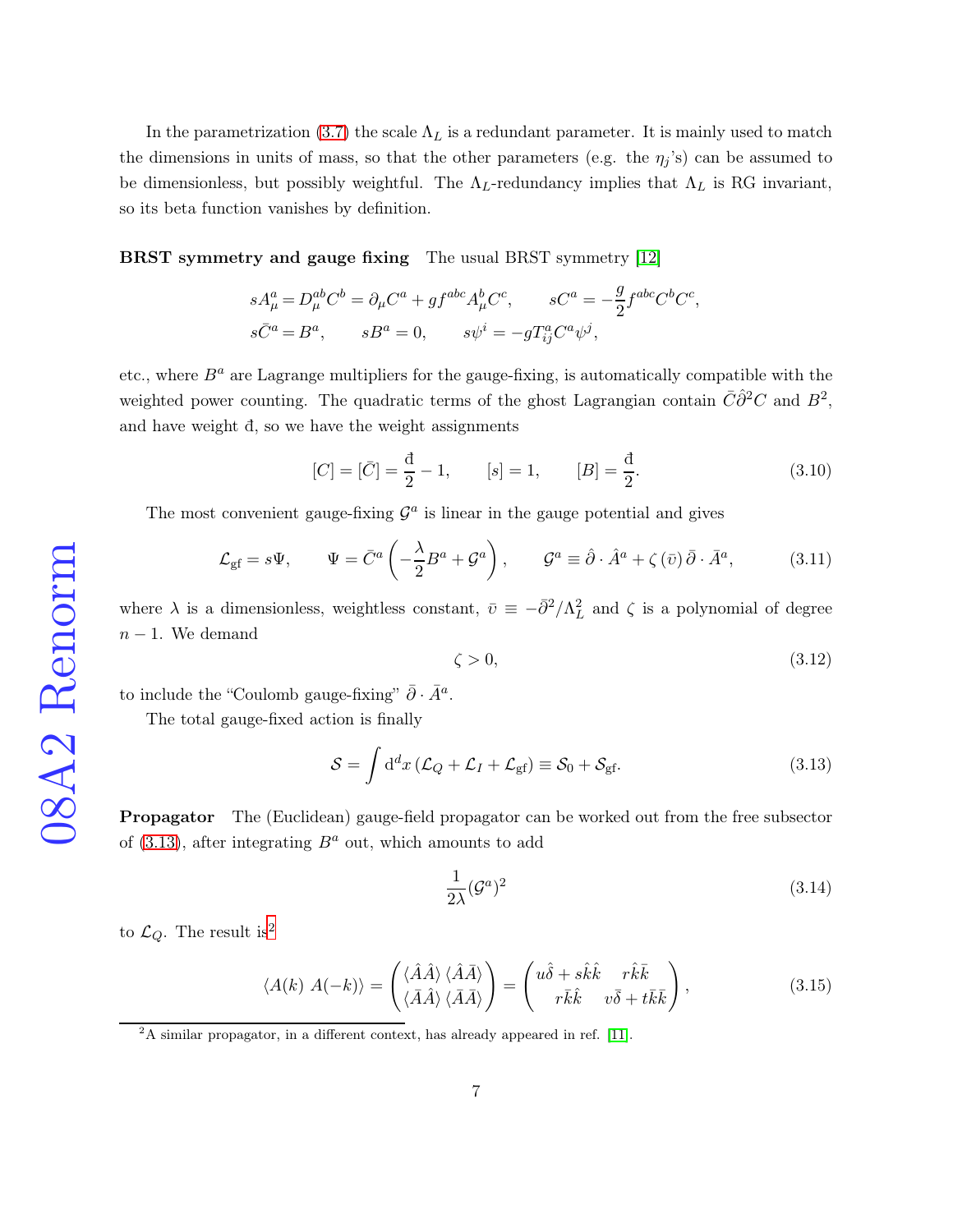In the parametrization (3.7) the scale $\Lambda_L$ is a redundant parameter. It is mainly used to match the dimensions in units of mass, so that the other parameters (e.g. the $\eta_j$'s) can be assumed to be dimensionless, but possibly weightful. The $\Lambda_L$-redundancy implies that $\Lambda_L$ is RG invariant, so its beta function vanishes by definition.

**BRST symmetry and gauge fixing** The usual BRST symmetry [12]

$$
\begin{aligned}
sA_\mu^a &= D_\mu^{ab}C^b = \partial_\mu C^a + g f^{abc} A_\mu^b C^c, \qquad sC^a = -\frac{g}{2} f^{abc} C^b C^c, \\
s\bar{C}^a &= B^a, \qquad sB^a = 0, \qquad s\psi^i = -g T_{ij}^a C^a \psi^j,
\end{aligned}
$$

etc., where $B^a$ are Lagrange multipliers for the gauge-fixing, is automatically compatible with the weighted power counting. The quadratic terms of the ghost Lagrangian contain $\bar{C}\hat{\partial}^2 C$ and $B^2$, and have weight $\text{đ}$, so we have the weight assignments

$$
[C] = [\bar{C}] = \frac{\text{đ}}{2} - 1, \qquad [s] = 1, \qquad [B] = \frac{\text{đ}}{2}. \tag{3.10}
$$

The most convenient gauge-fixing $\mathcal{G}^a$ is linear in the gauge potential and gives

$$
\mathcal{L}_{\rm gf} = s\Psi, \qquad \Psi = \bar{C}^a \left( -\frac{\lambda}{2} B^a + \mathcal{G}^a \right), \qquad \mathcal{G}^a \equiv \hat{\partial} \cdot \hat{A}^a + \zeta\left(\bar{\upsilon}\right) \bar{\partial} \cdot \bar{A}^a, \tag{3.11}
$$

where $\lambda$ is a dimensionless, weightless constant, $\bar{\upsilon} \equiv -\bar{\partial}^2/\Lambda_L^2$ and $\zeta$ is a polynomial of degree $n-1$. We demand

$$
\zeta > 0, \tag{3.12}
$$

to include the "Coulomb gauge-fixing" $\bar{\partial} \cdot \bar{A}^a$.

The total gauge-fixed action is finally

$$
\mathcal{S} = \int \mathrm{d}^d x \left( \mathcal{L}_Q + \mathcal{L}_I + \mathcal{L}_{\rm gf} \right) \equiv \mathcal{S}_0 + \mathcal{S}_{\rm gf}. \tag{3.13}
$$

**Propagator** The (Euclidean) gauge-field propagator can be worked out from the free subsector of (3.13), after integrating $B^a$ out, which amounts to add

$$
\frac{1}{2\lambda} (\mathcal{G}^a)^2 \tag{3.14}
$$

to $\mathcal{L}_Q$. The result is[2]

$$
\langle A(k)\ A(-k) \rangle = \begin{pmatrix} \langle \hat{A}\hat{A} \rangle & \langle \hat{A}\bar{A} \rangle \\ \langle \bar{A}\hat{A} \rangle & \langle \bar{A}\bar{A} \rangle \end{pmatrix} = \begin{pmatrix} u\hat{\delta} + s\hat{k}\hat{k} & r\hat{k}\bar{k} \\ r\bar{k}\hat{k} & v\bar{\delta} + t\bar{k}\bar{k} \end{pmatrix}, \tag{3.15}
$$

[2] A similar propagator, in a different context, has already appeared in ref. [11].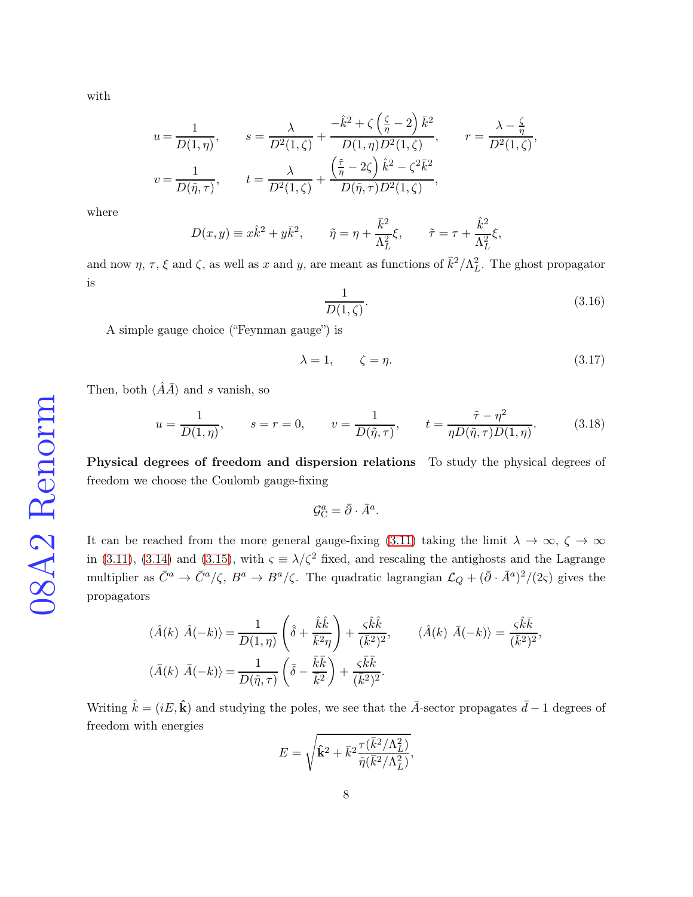with

$$
u = \frac{1}{D(1,\eta)}, \qquad s = \frac{\lambda}{D^2(1,\zeta)} + \frac{-\hat{k}^2 + \zeta\left(\frac{\zeta}{\eta} - 2\right)\bar{k}^2}{D(1,\eta)D^2(1,\zeta)}, \qquad r = \frac{\lambda - \frac{\zeta}{\eta}}{D^2(1,\zeta)},
$$

$$
v = \frac{1}{D(\tilde{\eta},\tau)}, \qquad t = \frac{\lambda}{D^2(1,\zeta)} + \frac{\left(\frac{\tilde{\tau}}{\eta} - 2\zeta\right)\hat{k}^2 - \zeta^2\bar{k}^2}{D(\tilde{\eta},\tau)D^2(1,\zeta)},
$$

where

$$
D(x,y) \equiv x\hat{k}^2 + y\bar{k}^2, \qquad \tilde{\eta} = \eta + \frac{\bar{k}^2}{\Lambda_L^2}\xi, \qquad \tilde{\tau} = \tau + \frac{\hat{k}^2}{\Lambda_L^2}\xi,
$$

and now $\eta$, $\tau$, $\xi$ and $\zeta$, as well as $x$ and $y$, are meant as functions of $\bar{k}^2/\Lambda_L^2$. The ghost propagator is

$$
\frac{1}{D(1,\zeta)}. \tag{3.16}
$$

A simple gauge choice ("Feynman gauge") is

$$
\lambda = 1, \qquad \zeta = \eta. \tag{3.17}
$$

Then, both $\langle \hat{A}\bar{A}\rangle$ and $s$ vanish, so

$$
u = \frac{1}{D(1,\eta)}, \qquad s = r = 0, \qquad v = \frac{1}{D(\tilde{\eta},\tau)}, \qquad t = \frac{\tilde{\tau} - \eta^2}{\eta D(\tilde{\eta},\tau)D(1,\eta)}. \tag{3.18}
$$

**Physical degrees of freedom and dispersion relations** To study the physical degrees of freedom we choose the Coulomb gauge-fixing

$$
\mathcal{G}_{\rm C}^a = \bar{\partial}\cdot\bar{A}^a.
$$

It can be reached from the more general gauge-fixing (3.11) taking the limit $\lambda \to \infty$, $\zeta \to \infty$ in (3.11), (3.14) and (3.15), with $\varsigma \equiv \lambda/\zeta^2$ fixed, and rescaling the antighosts and the Lagrange multiplier as $\bar{C}^a \to \bar{C}^a/\zeta$, $B^a \to B^a/\zeta$. The quadratic lagrangian $\mathcal{L}_Q + (\bar{\partial}\cdot\bar{A}^a)^2/(2\varsigma)$ gives the propagators

$$
\langle \hat{A}(k)\ \hat{A}(-k)\rangle = \frac{1}{D(1,\eta)}\left(\hat{\delta} + \frac{\hat{k}\hat{k}}{\bar{k}^2\eta}\right) + \frac{\varsigma\hat{k}\hat{k}}{(\bar{k}^2)^2}, \qquad \langle \hat{A}(k)\ \bar{A}(-k)\rangle = \frac{\varsigma\hat{k}\bar{k}}{(\bar{k}^2)^2},
$$

$$
\langle \bar{A}(k)\ \bar{A}(-k)\rangle = \frac{1}{D(\tilde{\eta},\tau)}\left(\bar{\delta} - \frac{\bar{k}\bar{k}}{\bar{k}^2}\right) + \frac{\varsigma\bar{k}\bar{k}}{(\bar{k}^2)^2}.
$$

Writing $\hat{k} = (iE,\hat{\mathbf{k}})$ and studying the poles, we see that the $\bar{A}$-sector propagates $\bar{d}-1$ degrees of freedom with energies

$$
E = \sqrt{\hat{\mathbf{k}}^2 + \bar{k}^2\frac{\tau(\bar{k}^2/\Lambda_L^2)}{\tilde{\eta}(\bar{k}^2/\Lambda_L^2)}},
$$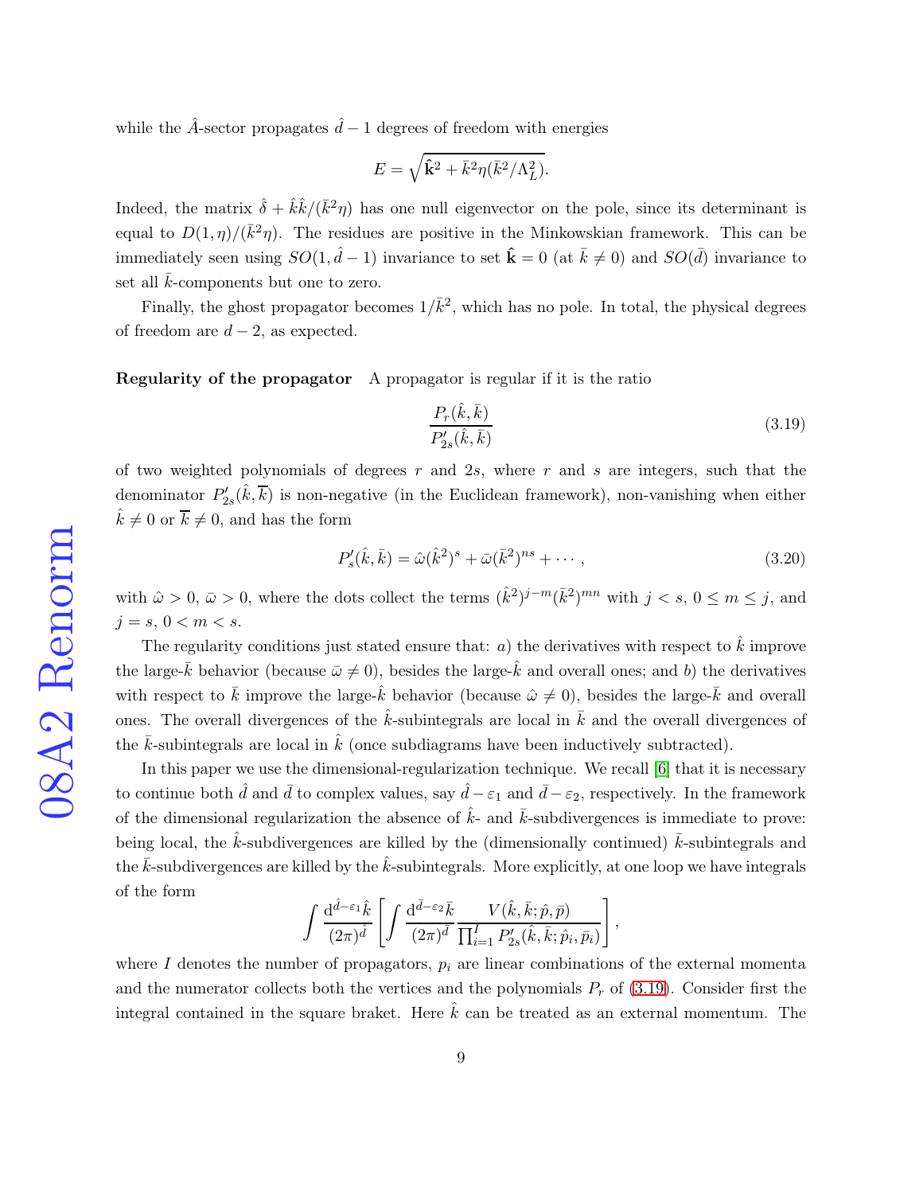while the $\hat{A}$-sector propagates $\hat{d}-1$ degrees of freedom with energies

$$E = \sqrt{\hat{\mathbf{k}}^2 + \bar{k}^2 \eta(\bar{k}^2/\Lambda_L^2)}.$$

Indeed, the matrix $\hat{\delta} + \hat{k}\hat{k}/(\bar{k}^2\eta)$ has one null eigenvector on the pole, since its determinant is equal to $D(1,\eta)/(\bar{k}^2\eta)$. The residues are positive in the Minkowskian framework. This can be immediately seen using $SO(1,\hat{d}-1)$ invariance to set $\hat{\mathbf{k}} = 0$ (at $\bar{k} \neq 0$) and $SO(\bar{d})$ invariance to set all $\bar{k}$-components but one to zero.

Finally, the ghost propagator becomes $1/\bar{k}^2$, which has no pole. In total, the physical degrees of freedom are $d-2$, as expected.

**Regularity of the propagator** A propagator is regular if it is the ratio

$$\frac{P_r(\hat{k},\bar{k})}{P'_{2s}(\hat{k},\bar{k})} \tag{3.19}$$

of two weighted polynomials of degrees $r$ and $2s$, where $r$ and $s$ are integers, such that the denominator $P'_{2s}(\hat{k},\overline{k})$ is non-negative (in the Euclidean framework), non-vanishing when either $\hat{k} \neq 0$ or $\overline{k} \neq 0$, and has the form

$$P'_s(\hat{k},\bar{k}) = \hat{\omega}(\hat{k}^2)^s + \bar{\omega}(\bar{k}^2)^{ns} + \cdots, \tag{3.20}$$

with $\hat{\omega} > 0$, $\bar{\omega} > 0$, where the dots collect the terms $(\hat{k}^2)^{j-m}(\bar{k}^2)^{mn}$ with $j < s$, $0 \leq m \leq j$, and $j = s$, $0 < m < s$.

The regularity conditions just stated ensure that: *a*) the derivatives with respect to $\hat{k}$ improve the large-$\bar{k}$ behavior (because $\bar{\omega} \neq 0$), besides the large-$\hat{k}$ and overall ones; and *b*) the derivatives with respect to $\bar{k}$ improve the large-$\hat{k}$ behavior (because $\hat{\omega} \neq 0$), besides the large-$\bar{k}$ and overall ones. The overall divergences of the $\hat{k}$-subintegrals are local in $\bar{k}$ and the overall divergences of the $\bar{k}$-subintegrals are local in $\hat{k}$ (once subdiagrams have been inductively subtracted).

In this paper we use the dimensional-regularization technique. We recall [6] that it is necessary to continue both $\hat{d}$ and $\bar{d}$ to complex values, say $\hat{d}-\varepsilon_1$ and $\bar{d}-\varepsilon_2$, respectively. In the framework of the dimensional regularization the absence of $\hat{k}$- and $\bar{k}$-subdivergences is immediate to prove: being local, the $\hat{k}$-subdivergences are killed by the (dimensionally continued) $\bar{k}$-subintegrals and the $\bar{k}$-subdivergences are killed by the $\hat{k}$-subintegrals. More explicitly, at one loop we have integrals of the form

$$\int \frac{\mathrm{d}^{\hat{d}-\varepsilon_1}\hat{k}}{(2\pi)^{\hat{d}}} \left[ \int \frac{\mathrm{d}^{\bar{d}-\varepsilon_2}\bar{k}}{(2\pi)^{\bar{d}}} \frac{V(\hat{k},\bar{k};\hat{p},\bar{p})}{\prod_{i=1}^{I} P'_{2s}(\hat{k},\bar{k};\hat{p}_i,\bar{p}_i)} \right],$$

where $I$ denotes the number of propagators, $p_i$ are linear combinations of the external momenta and the numerator collects both the vertices and the polynomials $P_r$ of (3.19). Consider first the integral contained in the square braket. Here $\hat{k}$ can be treated as an external momentum. The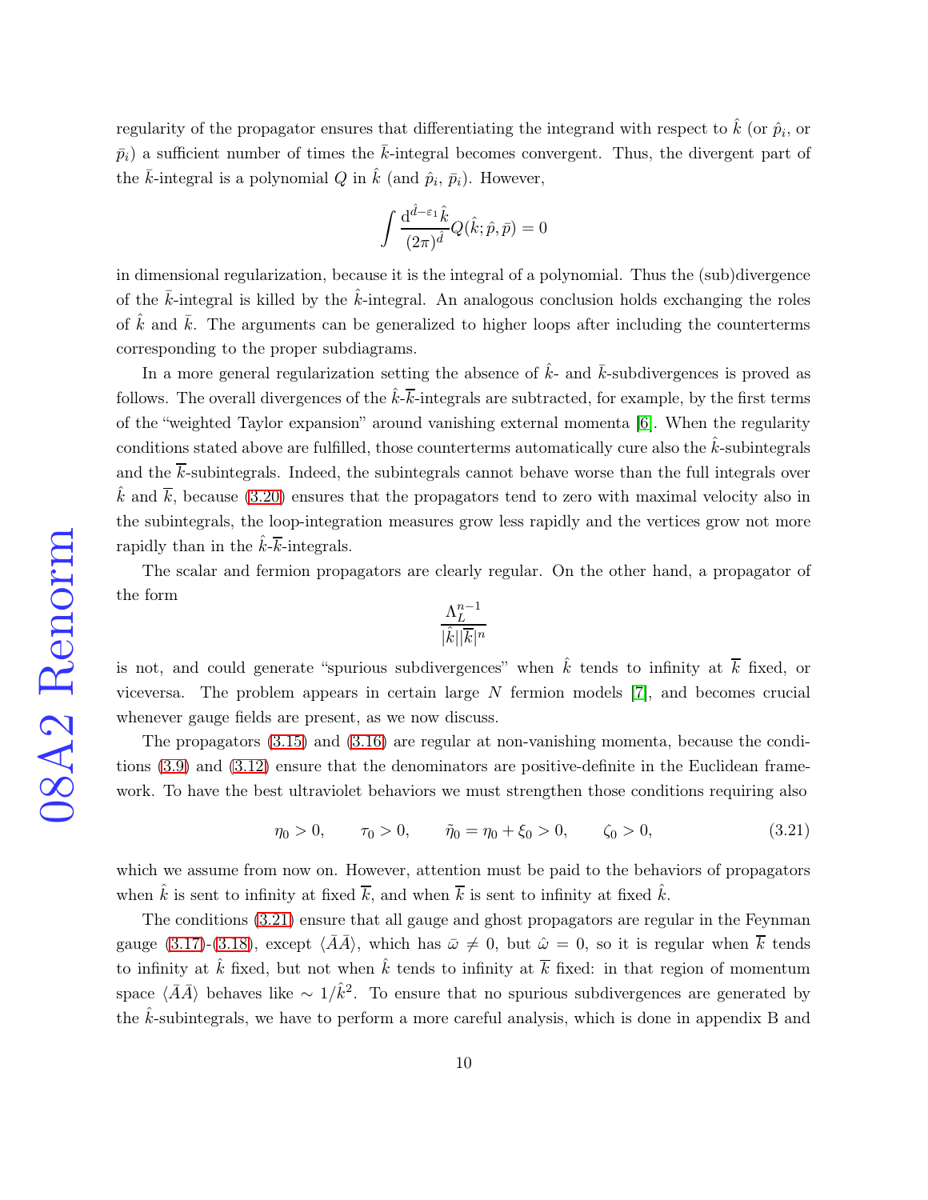regularity of the propagator ensures that differentiating the integrand with respect to $\hat{k}$ (or $\hat{p}_i$, or $\bar{p}_i$) a sufficient number of times the $\bar{k}$-integral becomes convergent. Thus, the divergent part of the $\bar{k}$-integral is a polynomial $Q$ in $\hat{k}$ (and $\hat{p}_i$, $\bar{p}_i$). However,

$$\int \frac{\mathrm{d}^{\hat{d}-\varepsilon_1}\hat{k}}{(2\pi)^{\hat{d}}} Q(\hat{k};\hat{p},\bar{p}) = 0$$

in dimensional regularization, because it is the integral of a polynomial. Thus the (sub)divergence of the $\bar{k}$-integral is killed by the $\hat{k}$-integral. An analogous conclusion holds exchanging the roles of $\hat{k}$ and $\bar{k}$. The arguments can be generalized to higher loops after including the counterterms corresponding to the proper subdiagrams.

In a more general regularization setting the absence of $\hat{k}$- and $\bar{k}$-subdivergences is proved as follows. The overall divergences of the $\hat{k}$-$\overline{k}$-integrals are subtracted, for example, by the first terms of the "weighted Taylor expansion" around vanishing external momenta [6]. When the regularity conditions stated above are fulfilled, those counterterms automatically cure also the $\hat{k}$-subintegrals and the $\overline{k}$-subintegrals. Indeed, the subintegrals cannot behave worse than the full integrals over $\hat{k}$ and $\overline{k}$, because (3.20) ensures that the propagators tend to zero with maximal velocity also in the subintegrals, the loop-integration measures grow less rapidly and the vertices grow not more rapidly than in the $\hat{k}$-$\overline{k}$-integrals.

The scalar and fermion propagators are clearly regular. On the other hand, a propagator of the form

$$\frac{\Lambda_L^{n-1}}{|\hat{k}||\overline{k}|^n}$$

is not, and could generate "spurious subdivergences" when $\hat{k}$ tends to infinity at $\overline{k}$ fixed, or viceversa. The problem appears in certain large $N$ fermion models [7], and becomes crucial whenever gauge fields are present, as we now discuss.

The propagators (3.15) and (3.16) are regular at non-vanishing momenta, because the conditions (3.9) and (3.12) ensure that the denominators are positive-definite in the Euclidean framework. To have the best ultraviolet behaviors we must strengthen those conditions requiring also

$$\eta_0 > 0, \qquad \tau_0 > 0, \qquad \tilde{\eta}_0 = \eta_0 + \xi_0 > 0, \qquad \zeta_0 > 0, \tag{3.21}$$

which we assume from now on. However, attention must be paid to the behaviors of propagators when $\hat{k}$ is sent to infinity at fixed $\overline{k}$, and when $\overline{k}$ is sent to infinity at fixed $\hat{k}$.

The conditions (3.21) ensure that all gauge and ghost propagators are regular in the Feynman gauge (3.17)-(3.18), except $\langle \bar{A}\bar{A}\rangle$, which has $\bar{\omega} \neq 0$, but $\hat{\omega} = 0$, so it is regular when $\overline{k}$ tends to infinity at $\hat{k}$ fixed, but not when $\hat{k}$ tends to infinity at $\overline{k}$ fixed: in that region of momentum space $\langle \bar{A}\bar{A}\rangle$ behaves like $\sim 1/\hat{k}^2$. To ensure that no spurious subdivergences are generated by the $\hat{k}$-subintegrals, we have to perform a more careful analysis, which is done in appendix B and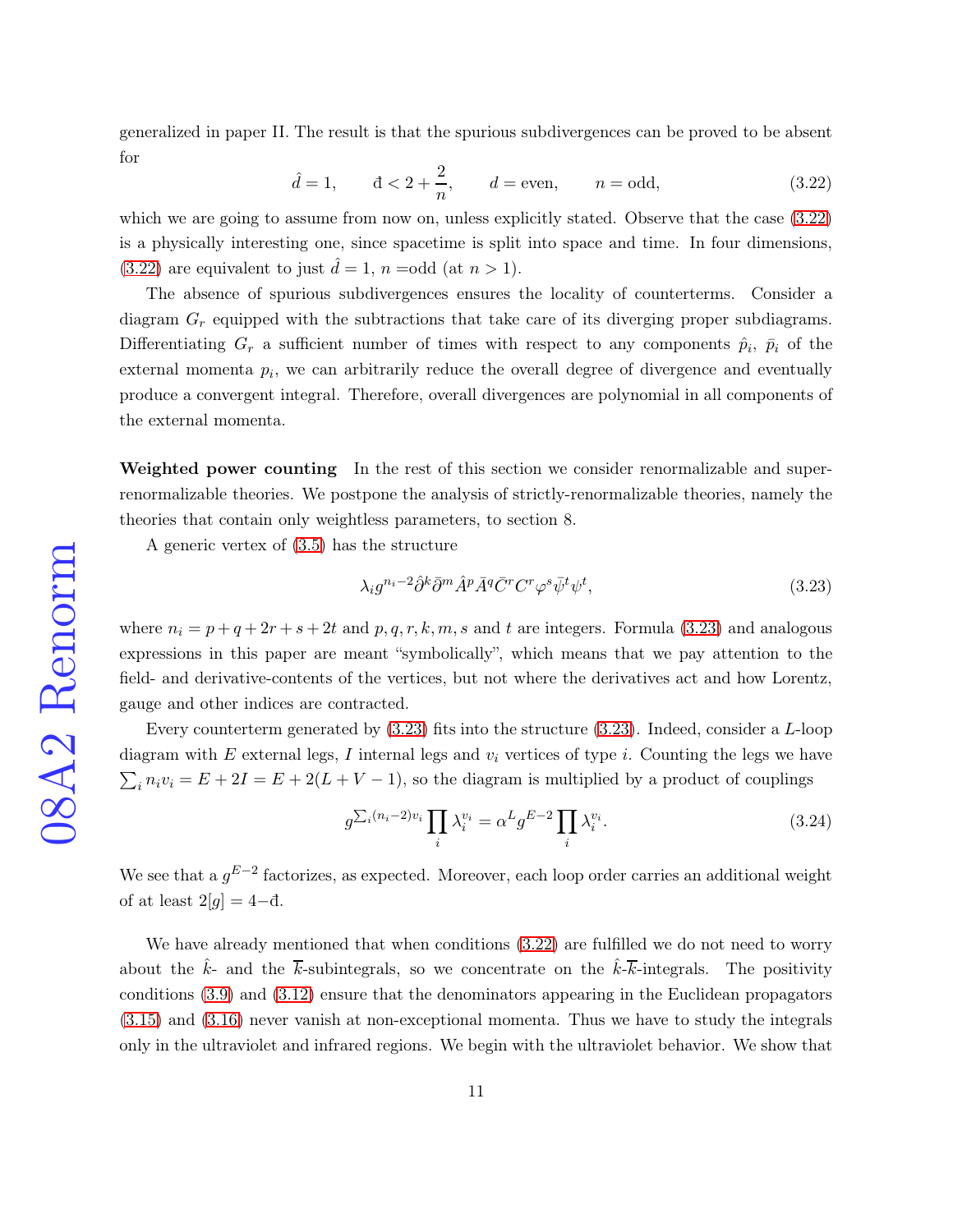generalized in paper II. The result is that the spurious subdivergences can be proved to be absent for

$$\hat{d}=1, \qquad \text{đ}<2+\frac{2}{n}, \qquad d=\text{even}, \qquad n=\text{odd}, \tag{3.22}$$

which we are going to assume from now on, unless explicitly stated. Observe that the case (3.22) is a physically interesting one, since spacetime is split into space and time. In four dimensions, (3.22) are equivalent to just $\hat{d}=1$, $n$ =odd (at $n>1$).

The absence of spurious subdivergences ensures the locality of counterterms. Consider a diagram $G_r$ equipped with the subtractions that take care of its diverging proper subdiagrams. Differentiating $G_r$ a sufficient number of times with respect to any components $\hat{p}_i$, $\bar{p}_i$ of the external momenta $p_i$, we can arbitrarily reduce the overall degree of divergence and eventually produce a convergent integral. Therefore, overall divergences are polynomial in all components of the external momenta.

**Weighted power counting** In the rest of this section we consider renormalizable and super-renormalizable theories. We postpone the analysis of strictly-renormalizable theories, namely the theories that contain only weightless parameters, to section 8.

A generic vertex of (3.5) has the structure

$$\lambda_i g^{n_i-2}\hat{\partial}^k\bar{\partial}^m\hat{A}^p\bar{A}^q\bar{C}^r C^r\varphi^s\bar{\psi}^t\psi^t, \tag{3.23}$$

where $n_i=p+q+2r+s+2t$ and $p,q,r,k,m,s$ and $t$ are integers. Formula (3.23) and analogous expressions in this paper are meant "symbolically", which means that we pay attention to the field- and derivative-contents of the vertices, but not where the derivatives act and how Lorentz, gauge and other indices are contracted.

Every counterterm generated by (3.23) fits into the structure (3.23). Indeed, consider a $L$-loop diagram with $E$ external legs, $I$ internal legs and $v_i$ vertices of type $i$. Counting the legs we have $\sum_i n_i v_i = E+2I = E+2(L+V-1)$, so the diagram is multiplied by a product of couplings

$$g^{\sum_i(n_i-2)v_i}\prod_i \lambda_i^{v_i} = \alpha^L g^{E-2}\prod_i \lambda_i^{v_i}. \tag{3.24}$$

We see that a $g^{E-2}$ factorizes, as expected. Moreover, each loop order carries an additional weight of at least $2[g]=4-$đ.

We have already mentioned that when conditions (3.22) are fulfilled we do not need to worry about the $\hat{k}$- and the $\overline{k}$-subintegrals, so we concentrate on the $\hat{k}$-$\overline{k}$-integrals. The positivity conditions (3.9) and (3.12) ensure that the denominators appearing in the Euclidean propagators (3.15) and (3.16) never vanish at non-exceptional momenta. Thus we have to study the integrals only in the ultraviolet and infrared regions. We begin with the ultraviolet behavior. We show that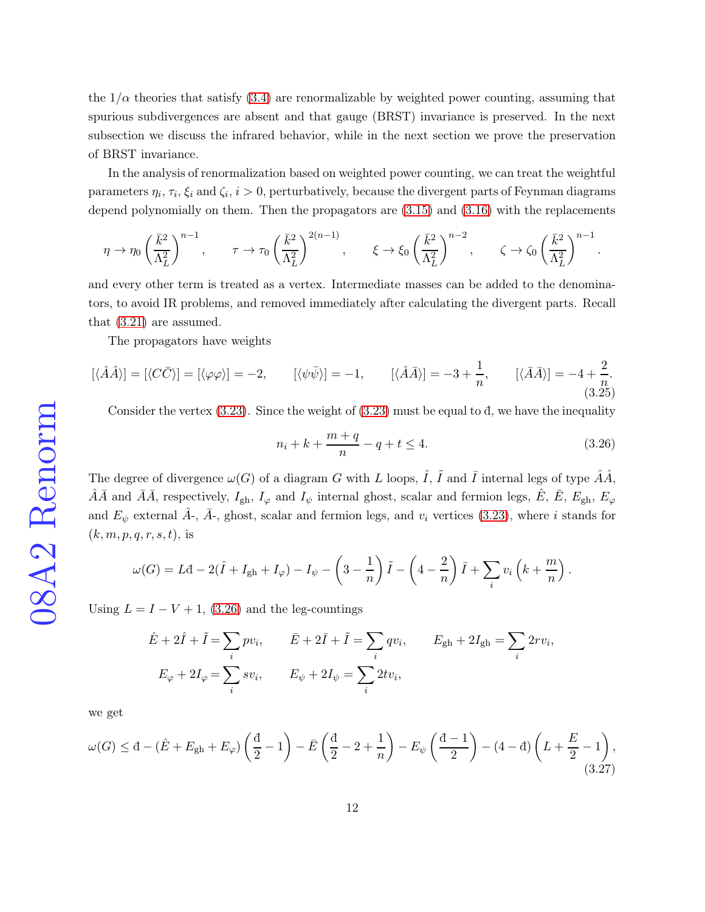the $1/\alpha$ theories that satisfy (3.4) are renormalizable by weighted power counting, assuming that spurious subdivergences are absent and that gauge (BRST) invariance is preserved. In the next subsection we discuss the infrared behavior, while in the next section we prove the preservation of BRST invariance.

In the analysis of renormalization based on weighted power counting, we can treat the weightful parameters $\eta_i$, $\tau_i$, $\xi_i$ and $\zeta_i$, $i>0$, perturbatively, because the divergent parts of Feynman diagrams depend polynomially on them. Then the propagators are (3.15) and (3.16) with the replacements

$$\eta \to \eta_0 \left(\frac{\bar{k}^2}{\Lambda_L^2}\right)^{n-1}, \qquad \tau \to \tau_0 \left(\frac{\bar{k}^2}{\Lambda_L^2}\right)^{2(n-1)}, \qquad \xi \to \xi_0 \left(\frac{\bar{k}^2}{\Lambda_L^2}\right)^{n-2}, \qquad \zeta \to \zeta_0 \left(\frac{\bar{k}^2}{\Lambda_L^2}\right)^{n-1}.$$

and every other term is treated as a vertex. Intermediate masses can be added to the denominators, to avoid IR problems, and removed immediately after calculating the divergent parts. Recall that (3.21) are assumed.

The propagators have weights

$$[\langle \hat{A}\hat{A}\rangle] = [\langle C\bar{C}\rangle] = [\langle \varphi\varphi\rangle] = -2, \qquad [\langle \psi\bar{\psi}\rangle] = -1, \qquad [\langle \hat{A}\bar{A}\rangle] = -3 + \frac{1}{n}, \qquad [\langle \bar{A}\bar{A}\rangle] = -4 + \frac{2}{n}. \tag{3.25}$$

Consider the vertex (3.23). Since the weight of (3.23) must be equal to $\text{đ}$, we have the inequality

$$n_i + k + \frac{m+q}{n} - q + t \leq 4. \tag{3.26}$$

The degree of divergence $\omega(G)$ of a diagram $G$ with $L$ loops, $\hat{I}$, $\tilde{I}$ and $\bar{I}$ internal legs of type $\hat{A}\hat{A}$, $\hat{A}\bar{A}$ and $\bar{A}\bar{A}$, respectively, $I_{\text{gh}}$, $I_\varphi$ and $I_\psi$ internal ghost, scalar and fermion legs, $\hat{E}$, $\bar{E}$, $E_{\text{gh}}$, $E_\varphi$ and $E_\psi$ external $\hat{A}$-, $\bar{A}$-, ghost, scalar and fermion legs, and $v_i$ vertices (3.23), where $i$ stands for $(k, m, p, q, r, s, t)$, is

$$\omega(G) = L\text{đ} - 2(\hat{I} + I_{\text{gh}} + I_\varphi) - I_\psi - \left(3 - \frac{1}{n}\right)\tilde{I} - \left(4 - \frac{2}{n}\right)\bar{I} + \sum_i v_i \left(k + \frac{m}{n}\right).$$

Using $L = I - V + 1$, (3.26) and the leg-countings

$$\hat{E} + 2\hat{I} + \tilde{I} = \sum_i p v_i, \qquad \bar{E} + 2\bar{I} + \tilde{I} = \sum_i q v_i, \qquad E_{\text{gh}} + 2I_{\text{gh}} = \sum_i 2r v_i,$$

$$E_\varphi + 2I_\varphi = \sum_i s v_i, \qquad E_\psi + 2I_\psi = \sum_i 2t v_i,$$

we get

$$\omega(G) \leq \text{đ} - (\hat{E} + E_{\text{gh}} + E_\varphi)\left(\frac{\text{đ}}{2} - 1\right) - \bar{E}\left(\frac{\text{đ}}{2} - 2 + \frac{1}{n}\right) - E_\psi\left(\frac{\text{đ} - 1}{2}\right) - (4 - \text{đ})\left(L + \frac{E}{2} - 1\right), \tag{3.27}$$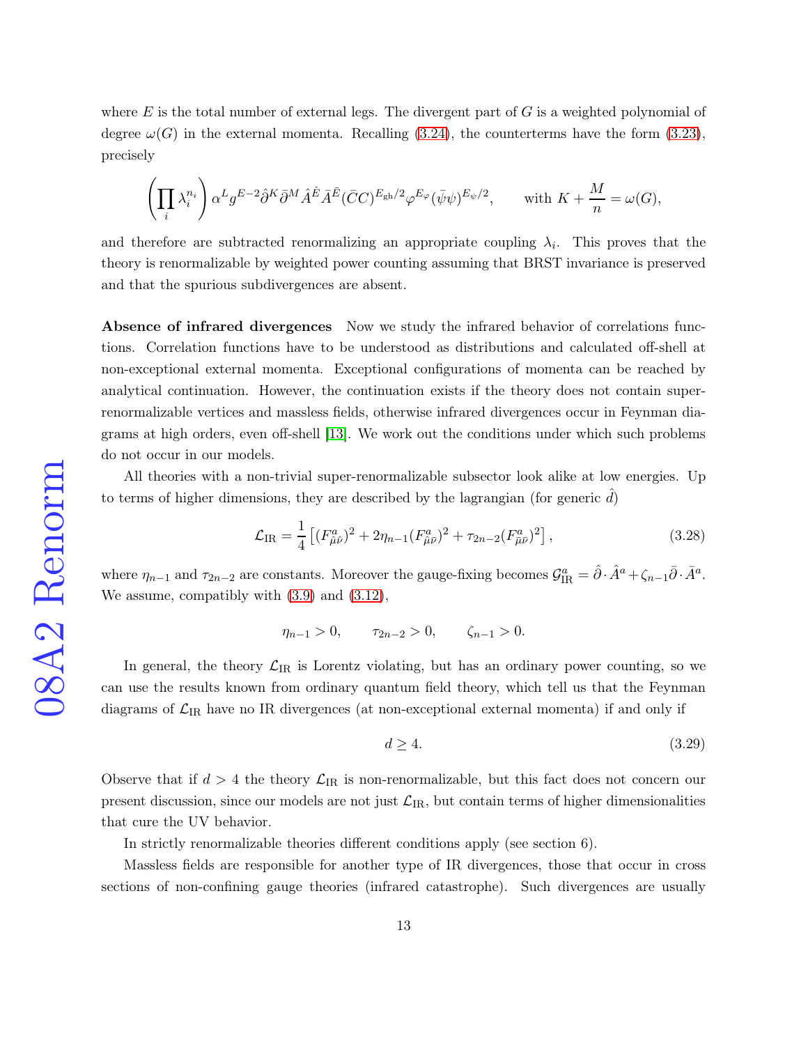where $E$ is the total number of external legs. The divergent part of $G$ is a weighted polynomial of degree $\omega(G)$ in the external momenta. Recalling (3.24), the counterterms have the form (3.23), precisely

$$\left(\prod_i \lambda_i^{n_i}\right) \alpha^L g^{E-2} \hat{\partial}^K \bar{\partial}^M \hat{A}^{\hat{E}} \bar{A}^{\bar{E}} (\bar{C}C)^{E_{\text{gh}}/2} \varphi^{E_\varphi} (\bar{\psi}\psi)^{E_\psi/2}, \qquad \text{with } K + \frac{M}{n} = \omega(G),$$

and therefore are subtracted renormalizing an appropriate coupling $\lambda_i$. This proves that the theory is renormalizable by weighted power counting assuming that BRST invariance is preserved and that the spurious subdivergences are absent.

**Absence of infrared divergences** Now we study the infrared behavior of correlations functions. Correlation functions have to be understood as distributions and calculated off-shell at non-exceptional external momenta. Exceptional configurations of momenta can be reached by analytical continuation. However, the continuation exists if the theory does not contain super-renormalizable vertices and massless fields, otherwise infrared divergences occur in Feynman diagrams at high orders, even off-shell [13]. We work out the conditions under which such problems do not occur in our models.

All theories with a non-trivial super-renormalizable subsector look alike at low energies. Up to terms of higher dimensions, they are described by the lagrangian (for generic $\hat{d}$)

$$\mathcal{L}_{\text{IR}} = \frac{1}{4}\left[(F^a_{\hat{\mu}\hat{\nu}})^2 + 2\eta_{n-1}(F^a_{\hat{\mu}\bar{\nu}})^2 + \tau_{2n-2}(F^a_{\bar{\mu}\bar{\nu}})^2\right], \tag{3.28}$$

where $\eta_{n-1}$ and $\tau_{2n-2}$ are constants. Moreover the gauge-fixing becomes $\mathcal{G}^a_{\text{IR}} = \hat{\partial} \cdot \hat{A}^a + \zeta_{n-1}\bar{\partial} \cdot \bar{A}^a$. We assume, compatibly with (3.9) and (3.12),

$$\eta_{n-1} > 0, \qquad \tau_{2n-2} > 0, \qquad \zeta_{n-1} > 0.$$

In general, the theory $\mathcal{L}_{\text{IR}}$ is Lorentz violating, but has an ordinary power counting, so we can use the results known from ordinary quantum field theory, which tell us that the Feynman diagrams of $\mathcal{L}_{\text{IR}}$ have no IR divergences (at non-exceptional external momenta) if and only if

$$d \geq 4. \tag{3.29}$$

Observe that if $d > 4$ the theory $\mathcal{L}_{\text{IR}}$ is non-renormalizable, but this fact does not concern our present discussion, since our models are not just $\mathcal{L}_{\text{IR}}$, but contain terms of higher dimensionalities that cure the UV behavior.

In strictly renormalizable theories different conditions apply (see section 6).

Massless fields are responsible for another type of IR divergences, those that occur in cross sections of non-confining gauge theories (infrared catastrophe). Such divergences are usually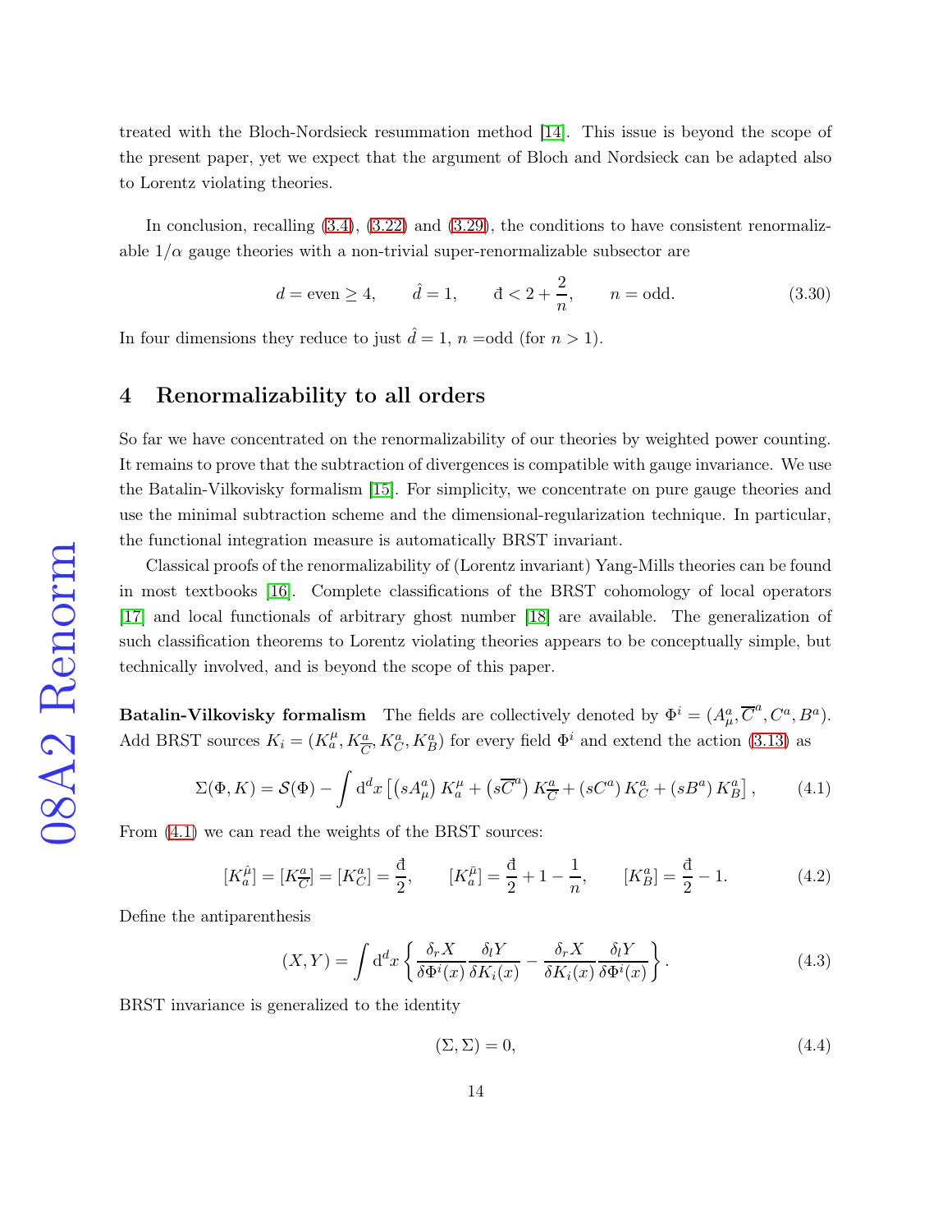treated with the Bloch-Nordsieck resummation method [14]. This issue is beyond the scope of the present paper, yet we expect that the argument of Bloch and Nordsieck can be adapted also to Lorentz violating theories.

In conclusion, recalling (3.4), (3.22) and (3.29), the conditions to have consistent renormalizable $1/\alpha$ gauge theories with a non-trivial super-renormalizable subsector are

$$d = \text{even} \geq 4, \qquad \hat{d} = 1, \qquad \text{đ} < 2 + \frac{2}{n}, \qquad n = \text{odd}. \tag{3.30}$$

In four dimensions they reduce to just $\hat{d} = 1$, $n$ =odd (for $n > 1$).

# 4 Renormalizability to all orders

So far we have concentrated on the renormalizability of our theories by weighted power counting. It remains to prove that the subtraction of divergences is compatible with gauge invariance. We use the Batalin-Vilkovisky formalism [15]. For simplicity, we concentrate on pure gauge theories and use the minimal subtraction scheme and the dimensional-regularization technique. In particular, the functional integration measure is automatically BRST invariant.

Classical proofs of the renormalizability of (Lorentz invariant) Yang-Mills theories can be found in most textbooks [16]. Complete classifications of the BRST cohomology of local operators [17] and local functionals of arbitrary ghost number [18] are available. The generalization of such classification theorems to Lorentz violating theories appears to be conceptually simple, but technically involved, and is beyond the scope of this paper.

**Batalin-Vilkovisky formalism** The fields are collectively denoted by $\Phi^i = (A^a_\mu, \overline{C}^a, C^a, B^a)$. Add BRST sources $K_i = (K^\mu_a, K^a_{\overline{C}}, K^a_C, K^a_B)$ for every field $\Phi^i$ and extend the action (3.13) as

$$\Sigma(\Phi, K) = \mathcal{S}(\Phi) - \int \mathrm{d}^d x \left[ \left(sA^a_\mu\right) K^\mu_a + \left(s\overline{C}^a\right) K^a_{\overline{C}} + \left(sC^a\right) K^a_C + \left(sB^a\right) K^a_B \right], \tag{4.1}$$

From (4.1) we can read the weights of the BRST sources:

$$[K^{\hat{\mu}}_a] = [K^a_{\overline{C}}] = [K^a_C] = \frac{\text{đ}}{2}, \qquad [K^{\bar{\mu}}_a] = \frac{\text{đ}}{2} + 1 - \frac{1}{n}, \qquad [K^a_B] = \frac{\text{đ}}{2} - 1. \tag{4.2}$$

Define the antiparenthesis

$$(X, Y) = \int \mathrm{d}^d x \left\{ \frac{\delta_r X}{\delta \Phi^i(x)} \frac{\delta_l Y}{\delta K_i(x)} - \frac{\delta_r X}{\delta K_i(x)} \frac{\delta_l Y}{\delta \Phi^i(x)} \right\}. \tag{4.3}$$

BRST invariance is generalized to the identity

$$(\Sigma, \Sigma) = 0, \tag{4.4}$$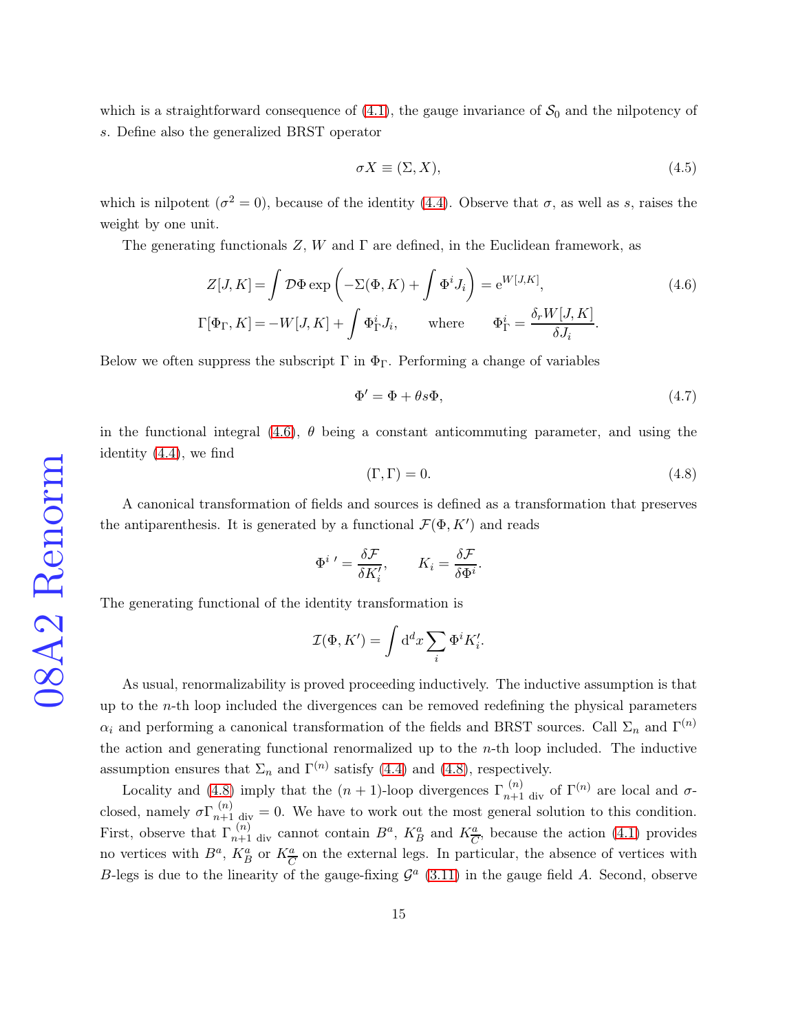which is a straightforward consequence of (4.1), the gauge invariance of $\mathcal{S}_0$ and the nilpotency of $s$. Define also the generalized BRST operator

$$\sigma X \equiv (\Sigma, X), \tag{4.5}$$

which is nilpotent ($\sigma^2 = 0$), because of the identity (4.4). Observe that $\sigma$, as well as $s$, raises the weight by one unit.

The generating functionals $Z$, $W$ and $\Gamma$ are defined, in the Euclidean framework, as

$$Z[J, K] = \int \mathcal{D}\Phi \exp\left(-\Sigma(\Phi, K) + \int \Phi^i J_i\right) = \mathrm{e}^{W[J,K]}, \tag{4.6}$$
$$\Gamma[\Phi_\Gamma, K] = -W[J, K] + \int \Phi^i_\Gamma J_i, \qquad \text{where} \qquad \Phi^i_\Gamma = \frac{\delta_r W[J, K]}{\delta J_i}.$$

Below we often suppress the subscript $\Gamma$ in $\Phi_\Gamma$. Performing a change of variables

$$\Phi' = \Phi + \theta s\Phi, \tag{4.7}$$

in the functional integral (4.6), $\theta$ being a constant anticommuting parameter, and using the identity (4.4), we find

$$(\Gamma, \Gamma) = 0. \tag{4.8}$$

A canonical transformation of fields and sources is defined as a transformation that preserves the antiparenthesis. It is generated by a functional $\mathcal{F}(\Phi, K')$ and reads

$$\Phi^{i\,\prime} = \frac{\delta \mathcal{F}}{\delta K'_i}, \qquad K_i = \frac{\delta \mathcal{F}}{\delta \Phi^i}.$$

The generating functional of the identity transformation is

$$\mathcal{I}(\Phi, K') = \int \mathrm{d}^d x \sum_i \Phi^i K'_i.$$

As usual, renormalizability is proved proceeding inductively. The inductive assumption is that up to the $n$-th loop included the divergences can be removed redefining the physical parameters $\alpha_i$ and performing a canonical transformation of the fields and BRST sources. Call $\Sigma_n$ and $\Gamma^{(n)}$ the action and generating functional renormalized up to the $n$-th loop included. The inductive assumption ensures that $\Sigma_n$ and $\Gamma^{(n)}$ satisfy (4.4) and (4.8), respectively.

Locality and (4.8) imply that the $(n+1)$-loop divergences $\Gamma^{(n)}_{n+1\ \mathrm{div}}$ of $\Gamma^{(n)}$ are local and $\sigma$-closed, namely $\sigma\Gamma^{(n)}_{n+1\ \mathrm{div}} = 0$. We have to work out the most general solution to this condition. First, observe that $\Gamma^{(n)}_{n+1\ \mathrm{div}}$ cannot contain $B^a$, $K^a_B$ and $K^a_{\overline{C}}$, because the action (4.1) provides no vertices with $B^a$, $K^a_B$ or $K^a_{\overline{C}}$ on the external legs. In particular, the absence of vertices with $B$-legs is due to the linearity of the gauge-fixing $\mathcal{G}^a$ (3.11) in the gauge field $A$. Second, observe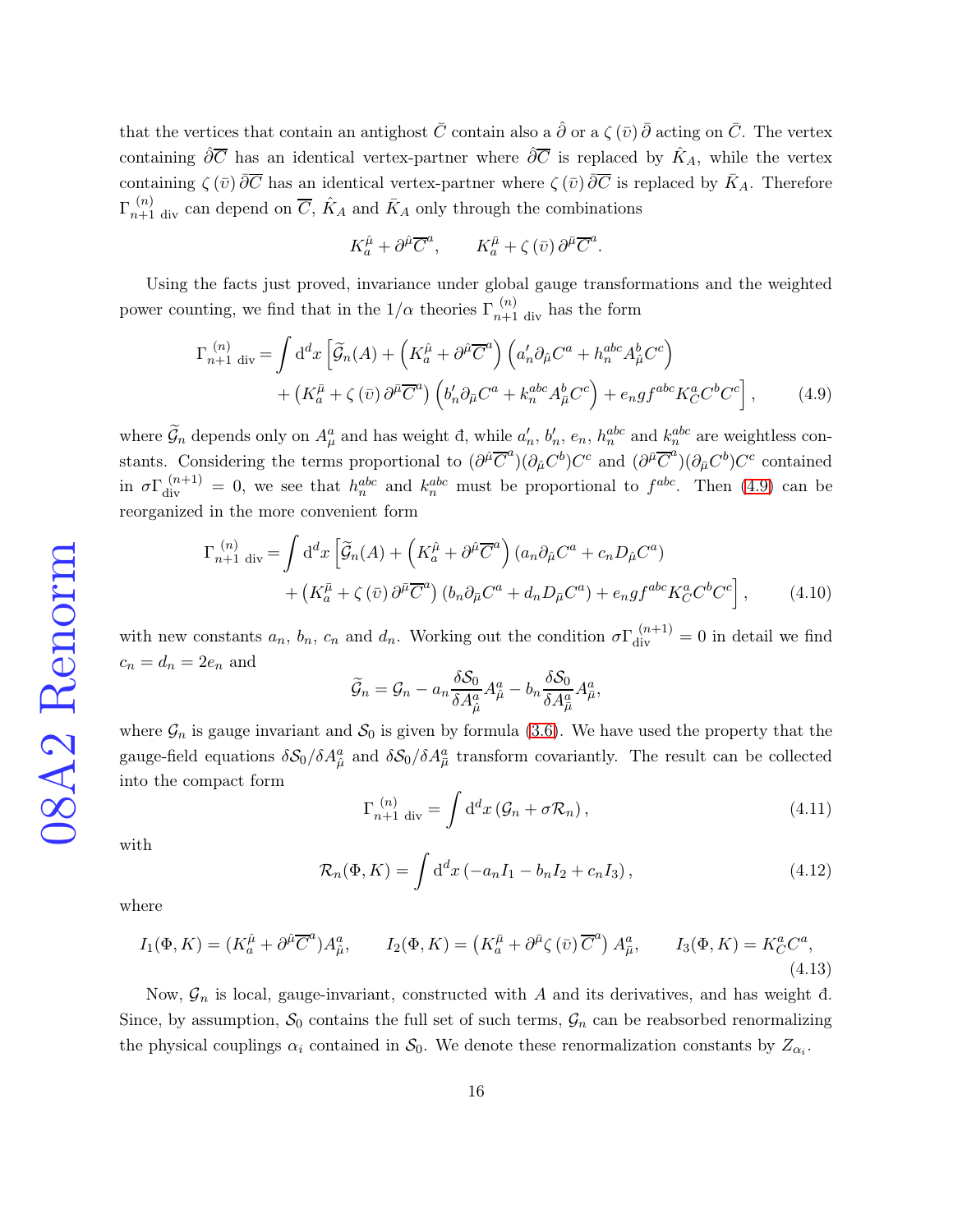that the vertices that contain an antighost $\bar{C}$ contain also a $\hat{\partial}$ or a $\zeta(\bar{v})\bar{\partial}$ acting on $\bar{C}$. The vertex containing $\hat{\partial}\overline{C}$ has an identical vertex-partner where $\hat{\partial}\overline{C}$ is replaced by $\hat{K}_A$, while the vertex containing $\zeta(\bar{v})\bar{\partial}\overline{C}$ has an identical vertex-partner where $\zeta(\bar{v})\bar{\partial}\overline{C}$ is replaced by $\bar{K}_A$. Therefore $\Gamma^{(n)}_{n+1 \text{ div}}$ can depend on $\overline{C}$, $\hat{K}_A$ and $\bar{K}_A$ only through the combinations

$$K_a^{\hat{\mu}} + \partial^{\hat{\mu}}\overline{C}^a, \qquad K_a^{\bar{\mu}} + \zeta(\bar{v})\,\partial^{\bar{\mu}}\overline{C}^a.$$

Using the facts just proved, invariance under global gauge transformations and the weighted power counting, we find that in the $1/\alpha$ theories $\Gamma^{(n)}_{n+1 \text{ div}}$ has the form

$$\Gamma^{(n)}_{n+1 \text{ div}} = \int \mathrm{d}^d x \left[ \widetilde{\mathcal{G}}_n(A) + \left(K_a^{\hat{\mu}} + \partial^{\hat{\mu}}\overline{C}^a\right)\left(a'_n \partial_{\hat{\mu}} C^a + h_n^{abc} A^b_{\hat{\mu}} C^c\right) \right.$$
$$\left. + \left(K_a^{\bar{\mu}} + \zeta(\bar{v})\,\partial^{\bar{\mu}}\overline{C}^a\right)\left(b'_n \partial_{\bar{\mu}} C^a + k_n^{abc} A^b_{\bar{\mu}} C^c\right) + e_n g f^{abc} K^a_C C^b C^c \right], \qquad (4.9)$$

where $\widetilde{\mathcal{G}}_n$ depends only on $A^a_\mu$ and has weight đ, while $a'_n$, $b'_n$, $e_n$, $h_n^{abc}$ and $k_n^{abc}$ are weightless constants. Considering the terms proportional to $(\partial^{\hat{\mu}}\overline{C}^a)(\partial_{\hat{\mu}} C^b)C^c$ and $(\partial^{\bar{\mu}}\overline{C}^a)(\partial_{\bar{\mu}} C^b)C^c$ contained in $\sigma\Gamma^{(n+1)}_{\text{div}} = 0$, we see that $h_n^{abc}$ and $k_n^{abc}$ must be proportional to $f^{abc}$. Then (4.9) can be reorganized in the more convenient form

$$\Gamma^{(n)}_{n+1 \text{ div}} = \int \mathrm{d}^d x \left[ \widetilde{\mathcal{G}}_n(A) + \left(K_a^{\hat{\mu}} + \partial^{\hat{\mu}}\overline{C}^a\right)\left(a_n \partial_{\hat{\mu}} C^a + c_n D_{\hat{\mu}} C^a\right) \right.$$
$$\left. + \left(K_a^{\bar{\mu}} + \zeta(\bar{v})\,\partial^{\bar{\mu}}\overline{C}^a\right)\left(b_n \partial_{\bar{\mu}} C^a + d_n D_{\bar{\mu}} C^a\right) + e_n g f^{abc} K^a_C C^b C^c \right], \qquad (4.10)$$

with new constants $a_n$, $b_n$, $c_n$ and $d_n$. Working out the condition $\sigma\Gamma^{(n+1)}_{\text{div}} = 0$ in detail we find $c_n = d_n = 2e_n$ and

$$\widetilde{\mathcal{G}}_n = \mathcal{G}_n - a_n \frac{\delta \mathcal{S}_0}{\delta A^a_{\hat{\mu}}} A^a_{\hat{\mu}} - b_n \frac{\delta \mathcal{S}_0}{\delta A^a_{\bar{\mu}}} A^a_{\bar{\mu}},$$

where $\mathcal{G}_n$ is gauge invariant and $\mathcal{S}_0$ is given by formula (3.6). We have used the property that the gauge-field equations $\delta \mathcal{S}_0/\delta A^a_{\hat{\mu}}$ and $\delta \mathcal{S}_0/\delta A^a_{\bar{\mu}}$ transform covariantly. The result can be collected into the compact form

$$\Gamma^{(n)}_{n+1 \text{ div}} = \int \mathrm{d}^d x \left(\mathcal{G}_n + \sigma \mathcal{R}_n\right), \qquad (4.11)$$

with

$$\mathcal{R}_n(\Phi, K) = \int \mathrm{d}^d x \left(-a_n I_1 - b_n I_2 + c_n I_3\right), \qquad (4.12)$$

where

$$I_1(\Phi, K) = (K_a^{\hat{\mu}} + \partial^{\hat{\mu}}\overline{C}^a)A^a_{\hat{\mu}}, \qquad I_2(\Phi, K) = \left(K_a^{\bar{\mu}} + \partial^{\bar{\mu}}\zeta(\bar{v})\,\overline{C}^a\right)A^a_{\bar{\mu}}, \qquad I_3(\Phi, K) = K^a_C C^a, \qquad (4.13)$$

Now, $\mathcal{G}_n$ is local, gauge-invariant, constructed with $A$ and its derivatives, and has weight đ. Since, by assumption, $\mathcal{S}_0$ contains the full set of such terms, $\mathcal{G}_n$ can be reabsorbed renormalizing the physical couplings $\alpha_i$ contained in $\mathcal{S}_0$. We denote these renormalization constants by $Z_{\alpha_i}$.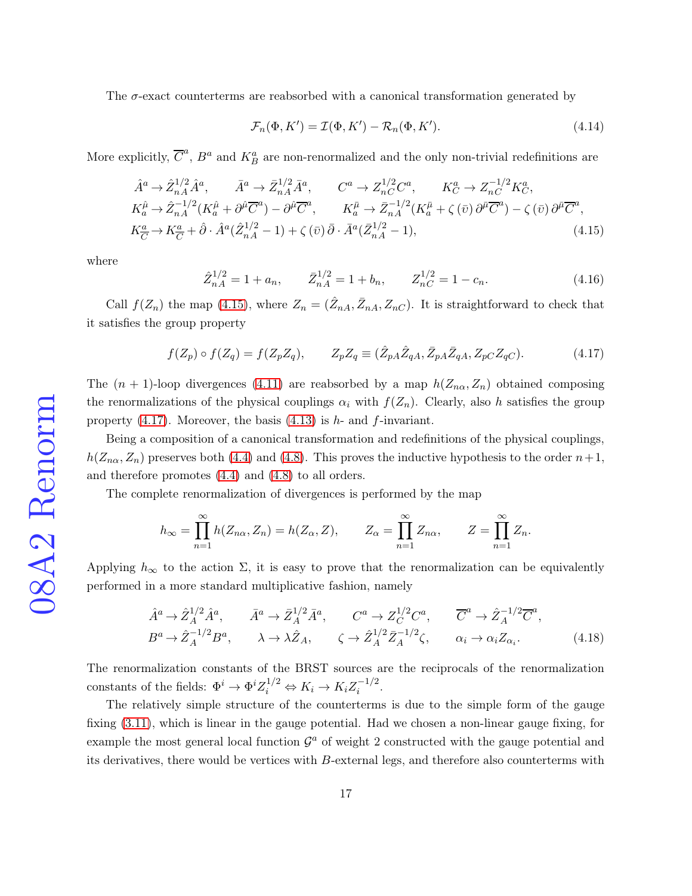The $\sigma$-exact counterterms are reabsorbed with a canonical transformation generated by

$$\mathcal{F}_n(\Phi, K') = \mathcal{I}(\Phi, K') - \mathcal{R}_n(\Phi, K'). \tag{4.14}$$

More explicitly, $\overline{C}^a$, $B^a$ and $K_B^a$ are non-renormalized and the only non-trivial redefinitions are

$$\begin{aligned}
&\hat{A}^a \to \hat{Z}_{nA}^{1/2}\hat{A}^a, \qquad \bar{A}^a \to \bar{Z}_{nA}^{1/2}\bar{A}^a, \qquad C^a \to Z_{nC}^{1/2}C^a, \qquad K_C^a \to Z_{nC}^{-1/2}K_C^a, \\
&K_a^{\hat{\mu}} \to \hat{Z}_{nA}^{-1/2}(K_a^{\hat{\mu}} + \partial^{\hat{\mu}}\overline{C}^a) - \partial^{\hat{\mu}}\overline{C}^a, \qquad K_a^{\bar{\mu}} \to \bar{Z}_{nA}^{-1/2}(K_a^{\bar{\mu}} + \zeta\,(\bar{\upsilon})\,\partial^{\bar{\mu}}\overline{C}^a) - \zeta\,(\bar{\upsilon})\,\partial^{\bar{\mu}}\overline{C}^a, \\
&K_{\overline{C}}^a \to K_{\overline{C}}^a + \hat{\partial}\cdot\hat{A}^a(\hat{Z}_{nA}^{1/2} - 1) + \zeta\,(\bar{\upsilon})\,\bar{\partial}\cdot\bar{A}^a(\bar{Z}_{nA}^{1/2} - 1),
\end{aligned} \tag{4.15}$$

where

$$\hat{Z}_{nA}^{1/2} = 1 + a_n, \qquad \bar{Z}_{nA}^{1/2} = 1 + b_n, \qquad Z_{nC}^{1/2} = 1 - c_n. \tag{4.16}$$

Call $f(Z_n)$ the map (4.15), where $Z_n = (\hat{Z}_{nA}, \bar{Z}_{nA}, Z_{nC})$. It is straightforward to check that it satisfies the group property

$$f(Z_p) \circ f(Z_q) = f(Z_p Z_q), \qquad Z_p Z_q \equiv (\hat{Z}_{pA}\hat{Z}_{qA}, \bar{Z}_{pA}\bar{Z}_{qA}, Z_{pC}Z_{qC}). \tag{4.17}$$

The $(n+1)$-loop divergences (4.11) are reabsorbed by a map $h(Z_{n\alpha}, Z_n)$ obtained composing the renormalizations of the physical couplings $\alpha_i$ with $f(Z_n)$. Clearly, also $h$ satisfies the group property (4.17). Moreover, the basis (4.13) is $h$- and $f$-invariant.

Being a composition of a canonical transformation and redefinitions of the physical couplings, $h(Z_{n\alpha}, Z_n)$ preserves both (4.4) and (4.8). This proves the inductive hypothesis to the order $n+1$, and therefore promotes (4.4) and (4.8) to all orders.

The complete renormalization of divergences is performed by the map

$$h_\infty = \prod_{n=1}^{\infty} h(Z_{n\alpha}, Z_n) = h(Z_\alpha, Z), \qquad Z_\alpha = \prod_{n=1}^{\infty} Z_{n\alpha}, \qquad Z = \prod_{n=1}^{\infty} Z_n.$$

Applying $h_\infty$ to the action $\Sigma$, it is easy to prove that the renormalization can be equivalently performed in a more standard multiplicative fashion, namely

$$\begin{aligned}
&\hat{A}^a \to \hat{Z}_A^{1/2}\hat{A}^a, \qquad \bar{A}^a \to \bar{Z}_A^{1/2}\bar{A}^a, \qquad C^a \to Z_C^{1/2}C^a, \qquad \overline{C}^a \to \hat{Z}_A^{-1/2}\overline{C}^a, \\
&B^a \to \hat{Z}_A^{-1/2}B^a, \qquad \lambda \to \lambda\hat{Z}_A, \qquad \zeta \to \hat{Z}_A^{1/2}\bar{Z}_A^{-1/2}\zeta, \qquad \alpha_i \to \alpha_i Z_{\alpha_i}.
\end{aligned} \tag{4.18}$$

The renormalization constants of the BRST sources are the reciprocals of the renormalization constants of the fields: $\Phi^i \to \Phi^i Z_i^{1/2} \Leftrightarrow K_i \to K_i Z_i^{-1/2}$.

The relatively simple structure of the counterterms is due to the simple form of the gauge fixing (3.11), which is linear in the gauge potential. Had we chosen a non-linear gauge fixing, for example the most general local function $\mathcal{G}^a$ of weight 2 constructed with the gauge potential and its derivatives, there would be vertices with $B$-external legs, and therefore also counterterms with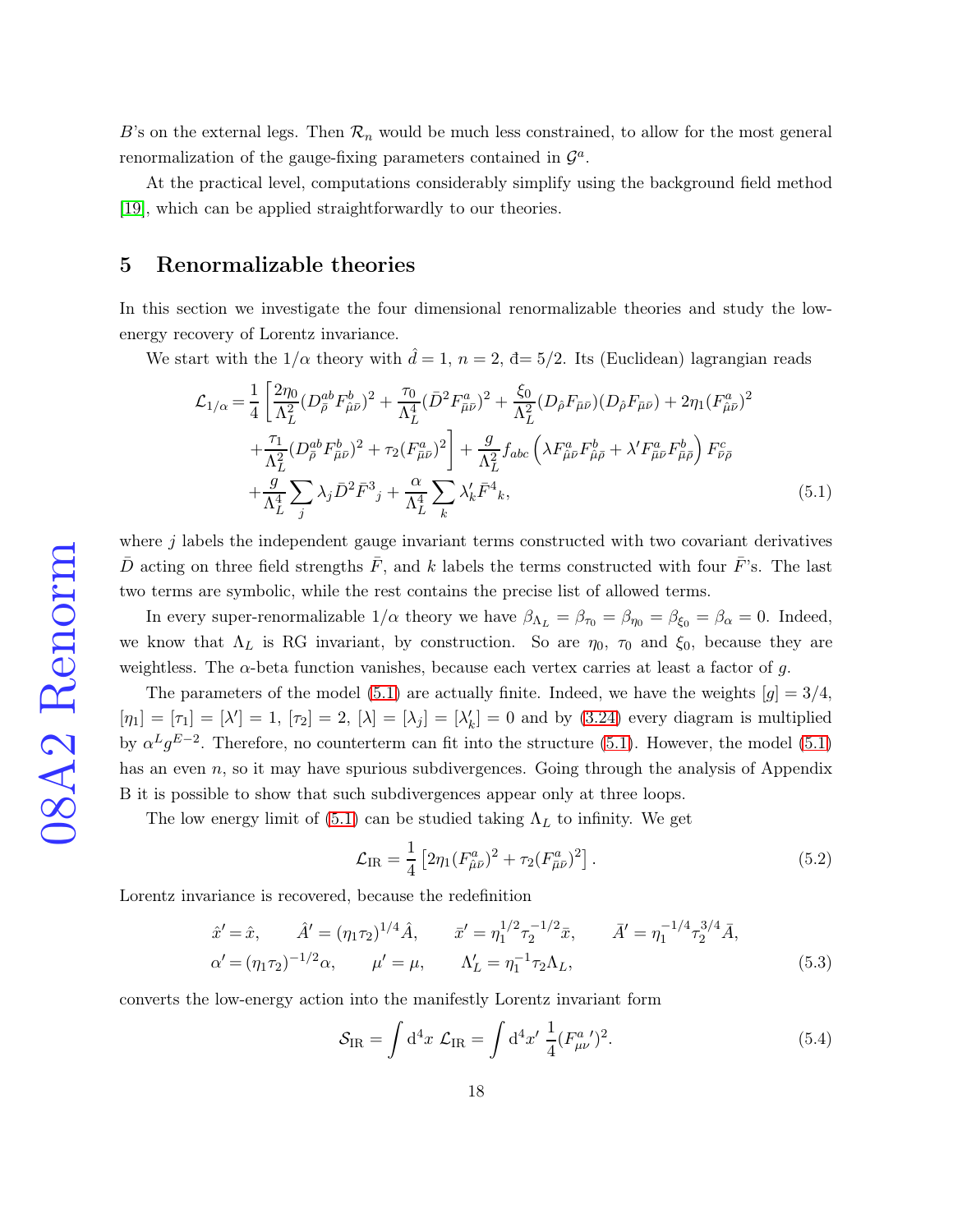$B$'s on the external legs. Then $\mathcal{R}_n$ would be much less constrained, to allow for the most general renormalization of the gauge-fixing parameters contained in $\mathcal{G}^a$.

At the practical level, computations considerably simplify using the background field method [19], which can be applied straightforwardly to our theories.

## 5 Renormalizable theories

In this section we investigate the four dimensional renormalizable theories and study the low-energy recovery of Lorentz invariance.

We start with the $1/\alpha$ theory with $\hat{d} = 1$, $n = 2$, $\text{đ} = 5/2$. Its (Euclidean) lagrangian reads

$$
\begin{aligned}
\mathcal{L}_{1/\alpha} = & \frac{1}{4}\left[\frac{2\eta_0}{\Lambda_L^2}(D^{ab}_{\bar{\rho}}F^b_{\hat{\mu}\bar{\nu}})^2 + \frac{\tau_0}{\Lambda_L^4}(\bar{D}^2 F^a_{\bar{\mu}\bar{\nu}})^2 + \frac{\xi_0}{\Lambda_L^2}(D_{\hat{\rho}}F_{\bar{\mu}\bar{\nu}})(D_{\hat{\rho}}F_{\bar{\mu}\bar{\nu}}) + 2\eta_1(F^a_{\hat{\mu}\bar{\nu}})^2 \right.\\
& \left. + \frac{\tau_1}{\Lambda_L^2}(D^{ab}_{\bar{\rho}}F^b_{\bar{\mu}\bar{\nu}})^2 + \tau_2(F^a_{\bar{\mu}\bar{\nu}})^2\right] + \frac{g}{\Lambda_L^2}f_{abc}\left(\lambda F^a_{\hat{\mu}\bar{\nu}}F^b_{\hat{\mu}\bar{\rho}} + \lambda' F^a_{\bar{\mu}\bar{\nu}}F^b_{\bar{\mu}\bar{\rho}}\right)F^c_{\bar{\nu}\bar{\rho}} \\
& + \frac{g}{\Lambda_L^4}\sum_j \lambda_j \bar{D}^2\bar{F}^3{}_j + \frac{\alpha}{\Lambda_L^4}\sum_k \lambda'_k \bar{F}^4{}_k,
\end{aligned}
\tag{5.1}
$$

where $j$ labels the independent gauge invariant terms constructed with two covariant derivatives $\bar{D}$ acting on three field strengths $\bar{F}$, and $k$ labels the terms constructed with four $\bar{F}$'s. The last two terms are symbolic, while the rest contains the precise list of allowed terms.

In every super-renormalizable $1/\alpha$ theory we have $\beta_{\Lambda_L} = \beta_{\tau_0} = \beta_{\eta_0} = \beta_{\xi_0} = \beta_\alpha = 0$. Indeed, we know that $\Lambda_L$ is RG invariant, by construction. So are $\eta_0$, $\tau_0$ and $\xi_0$, because they are weightless. The $\alpha$-beta function vanishes, because each vertex carries at least a factor of $g$.

The parameters of the model (5.1) are actually finite. Indeed, we have the weights $[g] = 3/4$, $[\eta_1] = [\tau_1] = [\lambda'] = 1$, $[\tau_2] = 2$, $[\lambda] = [\lambda_j] = [\lambda'_k] = 0$ and by (3.24) every diagram is multiplied by $\alpha^L g^{E-2}$. Therefore, no counterterm can fit into the structure (5.1). However, the model (5.1) has an even $n$, so it may have spurious subdivergences. Going through the analysis of Appendix B it is possible to show that such subdivergences appear only at three loops.

The low energy limit of (5.1) can be studied taking $\Lambda_L$ to infinity. We get

$$
\mathcal{L}_{\text{IR}} = \frac{1}{4}\left[2\eta_1(F^a_{\hat{\mu}\bar{\nu}})^2 + \tau_2(F^a_{\bar{\mu}\bar{\nu}})^2\right]. \tag{5.2}
$$

Lorentz invariance is recovered, because the redefinition

$$
\begin{aligned}
&\hat{x}' = \hat{x}, \qquad \hat{A}' = (\eta_1\tau_2)^{1/4}\hat{A}, \qquad \bar{x}' = \eta_1^{1/2}\tau_2^{-1/2}\bar{x}, \qquad \bar{A}' = \eta_1^{-1/4}\tau_2^{3/4}\bar{A}, \\
&\alpha' = (\eta_1\tau_2)^{-1/2}\alpha, \qquad \mu' = \mu, \qquad \Lambda'_L = \eta_1^{-1}\tau_2\Lambda_L,
\end{aligned}
\tag{5.3}
$$

converts the low-energy action into the manifestly Lorentz invariant form

$$
\mathcal{S}_{\text{IR}} = \int \mathrm{d}^4x\ \mathcal{L}_{\text{IR}} = \int \mathrm{d}^4x'\ \frac{1}{4}(F^a_{\mu\nu}{}')^2. \tag{5.4}
$$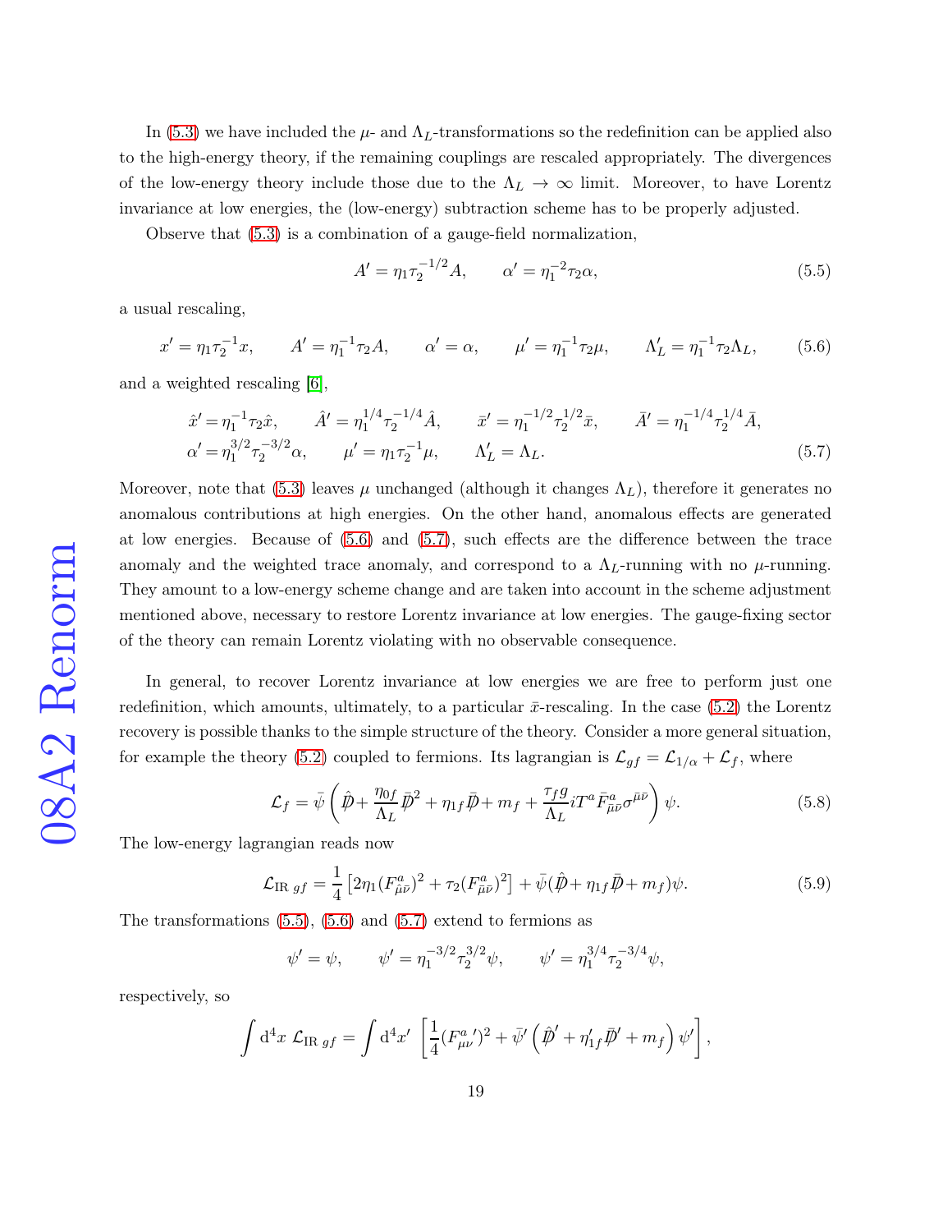In (5.3) we have included the $\mu$- and $\Lambda_L$-transformations so the redefinition can be applied also to the high-energy theory, if the remaining couplings are rescaled appropriately. The divergences of the low-energy theory include those due to the $\Lambda_L \to \infty$ limit. Moreover, to have Lorentz invariance at low energies, the (low-energy) subtraction scheme has to be properly adjusted.

Observe that (5.3) is a combination of a gauge-field normalization,

$$A' = \eta_1 \tau_2^{-1/2} A, \qquad \alpha' = \eta_1^{-2} \tau_2 \alpha, \tag{5.5}$$

a usual rescaling,

$$x' = \eta_1 \tau_2^{-1} x, \qquad A' = \eta_1^{-1} \tau_2 A, \qquad \alpha' = \alpha, \qquad \mu' = \eta_1^{-1} \tau_2 \mu, \qquad \Lambda_L' = \eta_1^{-1} \tau_2 \Lambda_L, \tag{5.6}$$

and a weighted rescaling [6],

$$\begin{aligned} &\hat{x}' = \eta_1^{-1} \tau_2 \hat{x}, \qquad \hat{A}' = \eta_1^{1/4} \tau_2^{-1/4} \hat{A}, \qquad \bar{x}' = \eta_1^{-1/2} \tau_2^{1/2} \bar{x}, \qquad \bar{A}' = \eta_1^{-1/4} \tau_2^{1/4} \bar{A}, \\ &\alpha' = \eta_1^{3/2} \tau_2^{-3/2} \alpha, \qquad \mu' = \eta_1 \tau_2^{-1} \mu, \qquad \Lambda_L' = \Lambda_L. \end{aligned} \tag{5.7}$$

Moreover, note that (5.3) leaves $\mu$ unchanged (although it changes $\Lambda_L$), therefore it generates no anomalous contributions at high energies. On the other hand, anomalous effects are generated at low energies. Because of (5.6) and (5.7), such effects are the difference between the trace anomaly and the weighted trace anomaly, and correspond to a $\Lambda_L$-running with no $\mu$-running. They amount to a low-energy scheme change and are taken into account in the scheme adjustment mentioned above, necessary to restore Lorentz invariance at low energies. The gauge-fixing sector of the theory can remain Lorentz violating with no observable consequence.

In general, to recover Lorentz invariance at low energies we are free to perform just one redefinition, which amounts, ultimately, to a particular $\bar{x}$-rescaling. In the case (5.2) the Lorentz recovery is possible thanks to the simple structure of the theory. Consider a more general situation, for example the theory (5.2) coupled to fermions. Its lagrangian is $\mathcal{L}_{gf} = \mathcal{L}_{1/\alpha} + \mathcal{L}_f$, where

$$\mathcal{L}_f = \bar{\psi} \left( \hat{\not{D}} + \frac{\eta_{0f}}{\Lambda_L} \bar{\not{D}}^2 + \eta_{1f} \bar{\not{D}} + m_f + \frac{\tau_{fg} g}{\Lambda_L} i T^a \bar{F}^a_{\bar{\mu}\bar{\nu}} \sigma^{\bar{\mu}\bar{\nu}} \right) \psi. \tag{5.8}$$

The low-energy lagrangian reads now

$$\mathcal{L}_{\mathrm{IR}\ gf} = \frac{1}{4} \left[ 2\eta_1 (F^a_{\hat{\mu}\bar{\nu}})^2 + \tau_2 (F^a_{\bar{\mu}\bar{\nu}})^2 \right] + \bar{\psi} (\hat{\not{D}} + \eta_{1f} \bar{\not{D}} + m_f) \psi. \tag{5.9}$$

The transformations (5.5), (5.6) and (5.7) extend to fermions as

$$\psi' = \psi, \qquad \psi' = \eta_1^{-3/2} \tau_2^{3/2} \psi, \qquad \psi' = \eta_1^{3/4} \tau_2^{-3/4} \psi,$$

respectively, so

$$\int \mathrm{d}^4 x \ \mathcal{L}_{\mathrm{IR}\ gf} = \int \mathrm{d}^4 x' \ \left[ \frac{1}{4} (F^a_{\mu\nu}{}')^2 + \bar{\psi}' \left( \hat{\not{D}}' + \eta'_{1f} \bar{\not{D}}' + m_f \right) \psi' \right],$$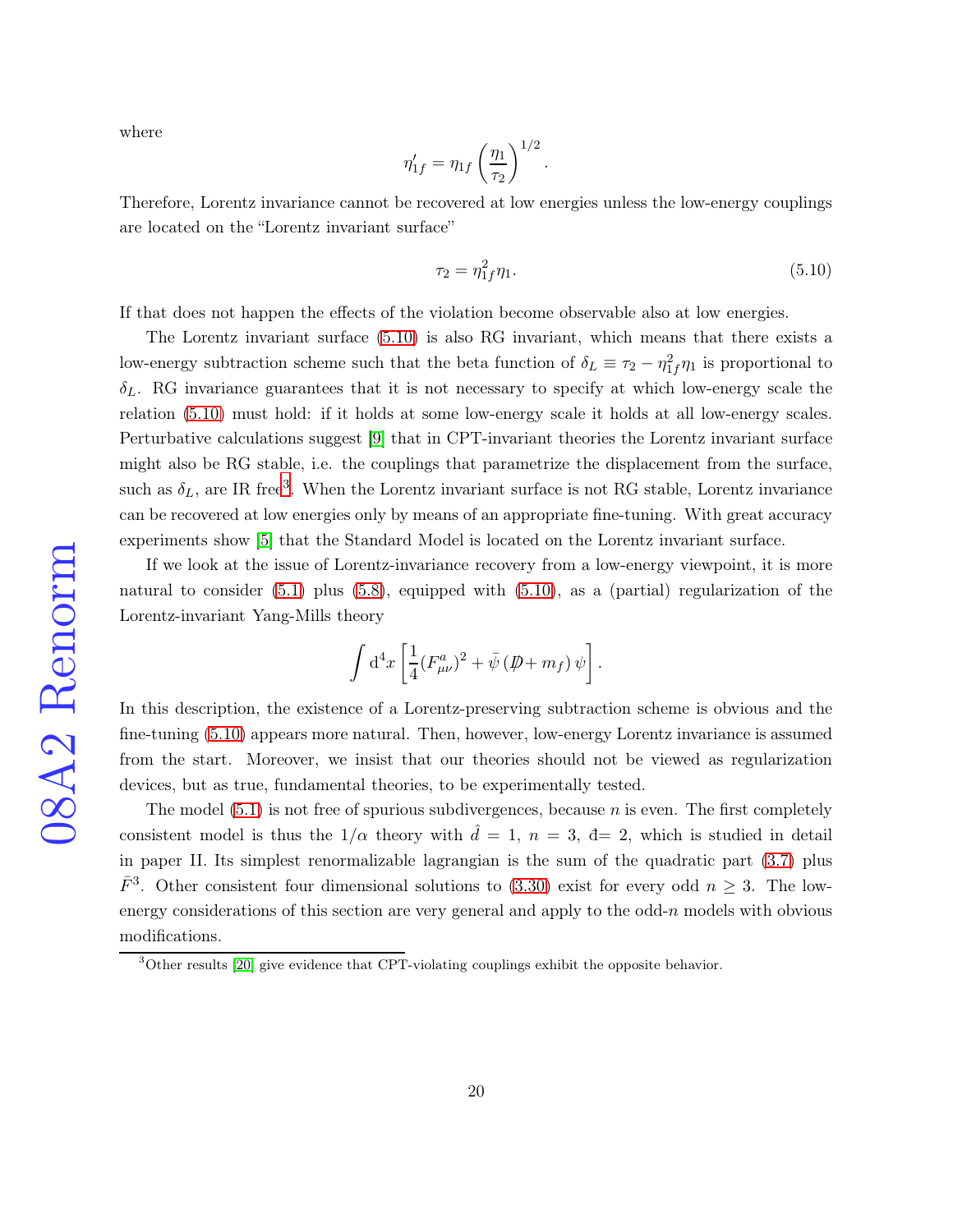where

$$\eta_{1f}' = \eta_{1f} \left( \frac{\eta_1}{\tau_2} \right)^{1/2}.$$

Therefore, Lorentz invariance cannot be recovered at low energies unless the low-energy couplings are located on the "Lorentz invariant surface"

$$\tau_2 = \eta_{1f}^2 \eta_1. \tag{5.10}$$

If that does not happen the effects of the violation become observable also at low energies.

The Lorentz invariant surface (5.10) is also RG invariant, which means that there exists a low-energy subtraction scheme such that the beta function of $\delta_L \equiv \tau_2 - \eta_{1f}^2 \eta_1$ is proportional to $\delta_L$. RG invariance guarantees that it is not necessary to specify at which low-energy scale the relation (5.10) must hold: if it holds at some low-energy scale it holds at all low-energy scales. Perturbative calculations suggest [9] that in CPT-invariant theories the Lorentz invariant surface might also be RG stable, i.e. the couplings that parametrize the displacement from the surface, such as $\delta_L$, are IR free[3]. When the Lorentz invariant surface is not RG stable, Lorentz invariance can be recovered at low energies only by means of an appropriate fine-tuning. With great accuracy experiments show [5] that the Standard Model is located on the Lorentz invariant surface.

If we look at the issue of Lorentz-invariance recovery from a low-energy viewpoint, it is more natural to consider (5.1) plus (5.8), equipped with (5.10), as a (partial) regularization of the Lorentz-invariant Yang-Mills theory

$$\int \mathrm{d}^4 x \left[ \frac{1}{4} (F_{\mu\nu}^a)^2 + \bar{\psi} \left( \not{D} + m_f \right) \psi \right].$$

In this description, the existence of a Lorentz-preserving subtraction scheme is obvious and the fine-tuning (5.10) appears more natural. Then, however, low-energy Lorentz invariance is assumed from the start. Moreover, we insist that our theories should not be viewed as regularization devices, but as true, fundamental theories, to be experimentally tested.

The model (5.1) is not free of spurious subdivergences, because $n$ is even. The first completely consistent model is thus the $1/\alpha$ theory with $\hat{d} = 1$, $n = 3$, $\bar{d} = 2$, which is studied in detail in paper II. Its simplest renormalizable lagrangian is the sum of the quadratic part (3.7) plus $\bar{F}^3$. Other consistent four dimensional solutions to (3.30) exist for every odd $n \geq 3$. The low-energy considerations of this section are very general and apply to the odd-$n$ models with obvious modifications.

[3] Other results [20] give evidence that CPT-violating couplings exhibit the opposite behavior.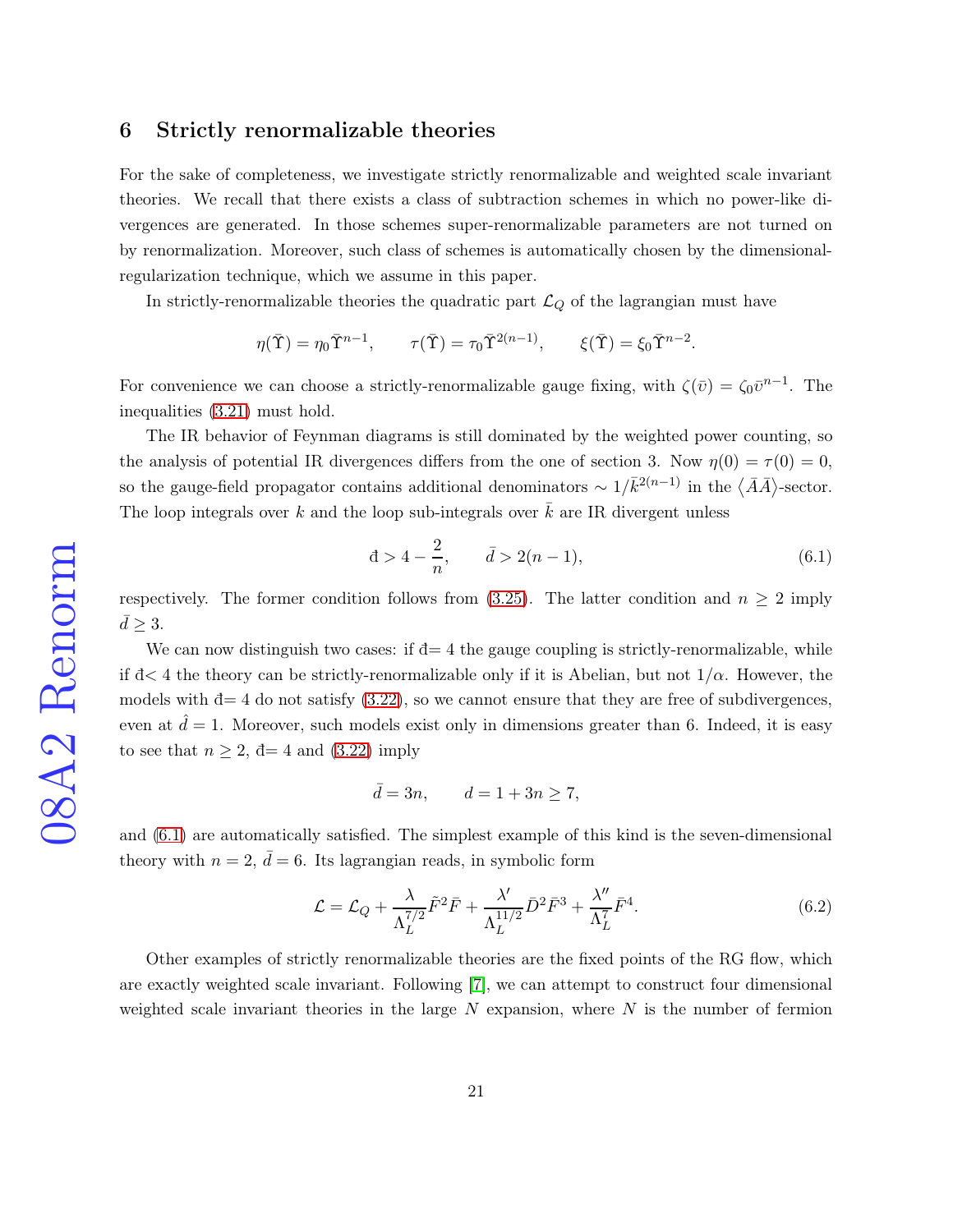## 6 Strictly renormalizable theories

For the sake of completeness, we investigate strictly renormalizable and weighted scale invariant theories. We recall that there exists a class of subtraction schemes in which no power-like divergences are generated. In those schemes super-renormalizable parameters are not turned on by renormalization. Moreover, such class of schemes is automatically chosen by the dimensional-regularization technique, which we assume in this paper.

In strictly-renormalizable theories the quadratic part $\mathcal{L}_Q$ of the lagrangian must have

$$\eta(\bar{\Upsilon}) = \eta_0 \bar{\Upsilon}^{n-1}, \qquad \tau(\bar{\Upsilon}) = \tau_0 \bar{\Upsilon}^{2(n-1)}, \qquad \xi(\bar{\Upsilon}) = \xi_0 \bar{\Upsilon}^{n-2}.$$

For convenience we can choose a strictly-renormalizable gauge fixing, with $\zeta(\bar{v}) = \zeta_0 \bar{v}^{n-1}$. The inequalities (3.21) must hold.

The IR behavior of Feynman diagrams is still dominated by the weighted power counting, so the analysis of potential IR divergences differs from the one of section 3. Now $\eta(0) = \tau(0) = 0$, so the gauge-field propagator contains additional denominators $\sim 1/\bar{k}^{2(n-1)}$ in the $\langle \bar{A}\bar{A}\rangle$-sector. The loop integrals over $k$ and the loop sub-integrals over $\bar{k}$ are IR divergent unless

$$\text{đ} > 4 - \frac{2}{n}, \qquad \bar{d} > 2(n-1), \tag{6.1}$$

respectively. The former condition follows from (3.25). The latter condition and $n \geq 2$ imply $\bar{d} \geq 3$.

We can now distinguish two cases: if đ$= 4$ the gauge coupling is strictly-renormalizable, while if đ$< 4$ the theory can be strictly-renormalizable only if it is Abelian, but not $1/\alpha$. However, the models with đ$= 4$ do not satisfy (3.22), so we cannot ensure that they are free of subdivergences, even at $\hat{d} = 1$. Moreover, such models exist only in dimensions greater than 6. Indeed, it is easy to see that $n \geq 2$, đ$= 4$ and (3.22) imply

$$\bar{d} = 3n, \qquad d = 1 + 3n \geq 7,$$

and (6.1) are automatically satisfied. The simplest example of this kind is the seven-dimensional theory with $n = 2$, $\bar{d} = 6$. Its lagrangian reads, in symbolic form

$$\mathcal{L} = \mathcal{L}_Q + \frac{\lambda}{\Lambda_L^{7/2}} \tilde{F}^2 \bar{F} + \frac{\lambda'}{\Lambda_L^{11/2}} \bar{D}^2 \bar{F}^3 + \frac{\lambda''}{\Lambda_L^{7}} \bar{F}^4. \tag{6.2}$$

Other examples of strictly renormalizable theories are the fixed points of the RG flow, which are exactly weighted scale invariant. Following [7], we can attempt to construct four dimensional weighted scale invariant theories in the large $N$ expansion, where $N$ is the number of fermion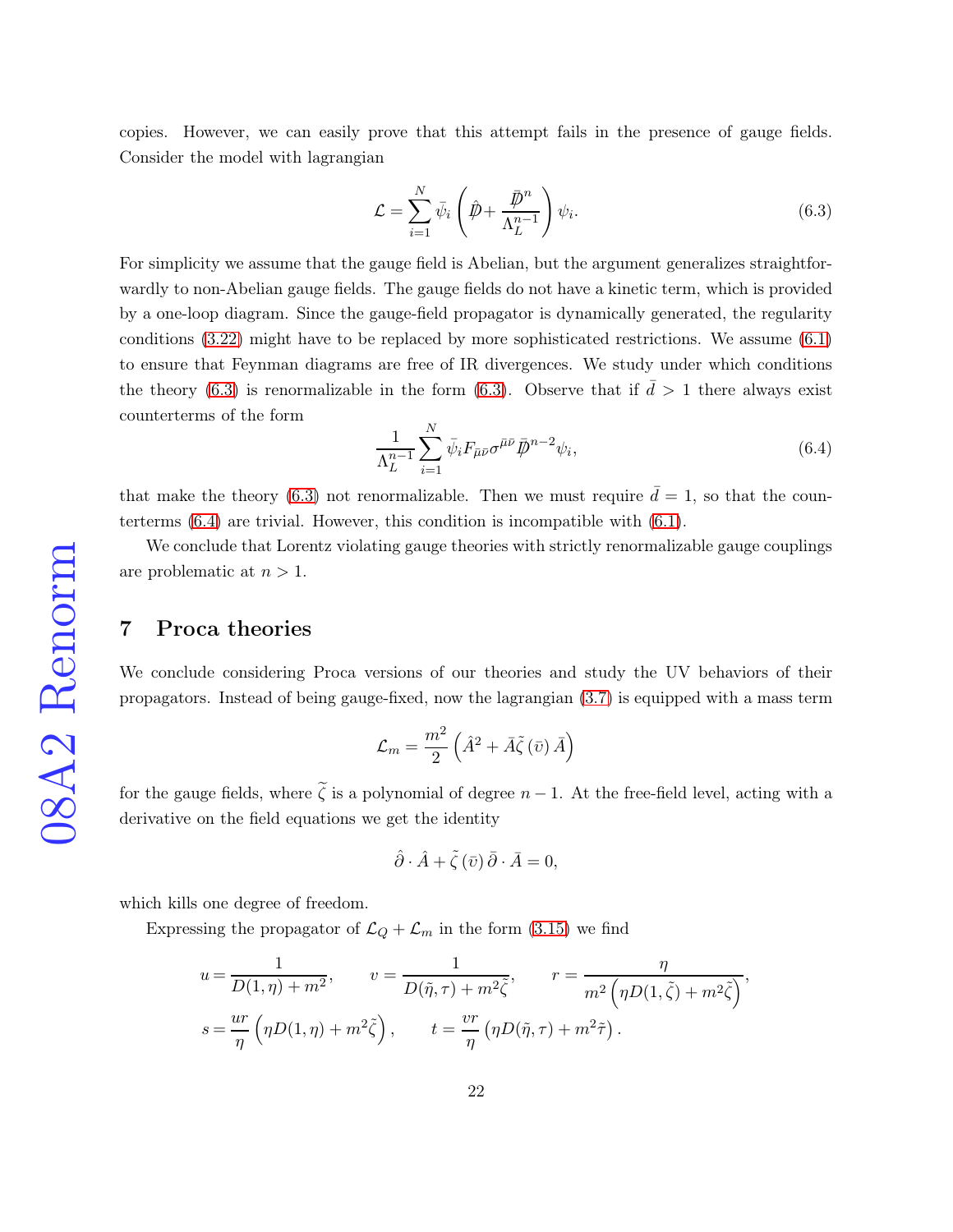copies. However, we can easily prove that this attempt fails in the presence of gauge fields. Consider the model with lagrangian

$$\mathcal{L} = \sum_{i=1}^{N} \bar{\psi}_i \left( \hat{\not{D}} + \frac{\bar{\not{D}}^n}{\Lambda_L^{n-1}} \right) \psi_i. \tag{6.3}$$

For simplicity we assume that the gauge field is Abelian, but the argument generalizes straightforwardly to non-Abelian gauge fields. The gauge fields do not have a kinetic term, which is provided by a one-loop diagram. Since the gauge-field propagator is dynamically generated, the regularity conditions (3.22) might have to be replaced by more sophisticated restrictions. We assume (6.1) to ensure that Feynman diagrams are free of IR divergences. We study under which conditions the theory (6.3) is renormalizable in the form (6.3). Observe that if $\bar{d} > 1$ there always exist counterterms of the form

$$\frac{1}{\Lambda_L^{n-1}} \sum_{i=1}^{N} \bar{\psi}_i F_{\bar{\mu}\bar{\nu}} \sigma^{\bar{\mu}\bar{\nu}} \bar{\not{D}}^{n-2} \psi_i, \tag{6.4}$$

that make the theory (6.3) not renormalizable. Then we must require $\bar{d} = 1$, so that the counterterms (6.4) are trivial. However, this condition is incompatible with (6.1).

We conclude that Lorentz violating gauge theories with strictly renormalizable gauge couplings are problematic at $n > 1$.

# 7 Proca theories

We conclude considering Proca versions of our theories and study the UV behaviors of their propagators. Instead of being gauge-fixed, now the lagrangian (3.7) is equipped with a mass term

$$\mathcal{L}_m = \frac{m^2}{2} \left( \hat{A}^2 + \bar{A} \tilde{\zeta} \left( \bar{\upsilon} \right) \bar{A} \right)$$

for the gauge fields, where $\tilde{\zeta}$ is a polynomial of degree $n-1$. At the free-field level, acting with a derivative on the field equations we get the identity

$$\hat{\partial} \cdot \hat{A} + \tilde{\zeta} \left( \bar{\upsilon} \right) \bar{\partial} \cdot \bar{A} = 0,$$

which kills one degree of freedom.

Expressing the propagator of $\mathcal{L}_Q + \mathcal{L}_m$ in the form (3.15) we find

$$u = \frac{1}{D(1, \eta) + m^2}, \qquad v = \frac{1}{D(\tilde{\eta}, \tau) + m^2 \tilde{\zeta}}, \qquad r = \frac{\eta}{m^2 \left( \eta D(1, \tilde{\zeta}) + m^2 \tilde{\zeta} \right)},$$

$$s = \frac{ur}{\eta} \left( \eta D(1, \eta) + m^2 \tilde{\zeta} \right), \qquad t = \frac{vr}{\eta} \left( \eta D(\tilde{\eta}, \tau) + m^2 \tilde{\tau} \right).$$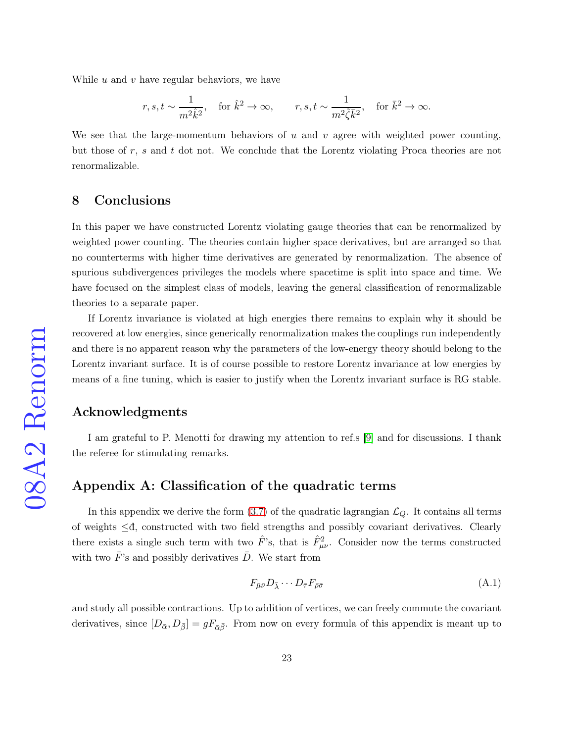While $u$ and $v$ have regular behaviors, we have

$$r,s,t\sim\frac{1}{m^2\hat{k}^2},\quad\text{for }\hat{k}^2\rightarrow\infty,\qquad r,s,t\sim\frac{1}{m^2\tilde{\zeta}\bar{k}^2},\quad\text{for }\bar{k}^2\rightarrow\infty.$$

We see that the large-momentum behaviors of $u$ and $v$ agree with weighted power counting, but those of $r$, $s$ and $t$ dot not. We conclude that the Lorentz violating Proca theories are not renormalizable.

## 8 Conclusions

In this paper we have constructed Lorentz violating gauge theories that can be renormalized by weighted power counting. The theories contain higher space derivatives, but are arranged so that no counterterms with higher time derivatives are generated by renormalization. The absence of spurious subdivergences privileges the models where spacetime is split into space and time. We have focused on the simplest class of models, leaving the general classification of renormalizable theories to a separate paper.

If Lorentz invariance is violated at high energies there remains to explain why it should be recovered at low energies, since generically renormalization makes the couplings run independently and there is no apparent reason why the parameters of the low-energy theory should belong to the Lorentz invariant surface. It is of course possible to restore Lorentz invariance at low energies by means of a fine tuning, which is easier to justify when the Lorentz invariant surface is RG stable.

## Acknowledgments

I am grateful to P. Menotti for drawing my attention to ref.s [9] and for discussions. I thank the referee for stimulating remarks.

## Appendix A: Classification of the quadratic terms

In this appendix we derive the form (3.7) of the quadratic lagrangian $\mathcal{L}_Q$. It contains all terms of weights $\leq$đ, constructed with two field strengths and possibly covariant derivatives. Clearly there exists a single such term with two $\hat{F}$'s, that is $\hat{F}_{\mu\nu}^2$. Consider now the terms constructed with two $\bar{F}$'s and possibly derivatives $\bar{D}$. We start from

$$F_{\bar{\mu}\bar{\nu}}D_{\bar{\lambda}}\cdots D_{\bar{\tau}}F_{\bar{\rho}\bar{\sigma}}\tag{A.1}$$

and study all possible contractions. Up to addition of vertices, we can freely commute the covariant derivatives, since $[D_{\bar{\alpha}},D_{\bar{\beta}}]=gF_{\bar{\alpha}\bar{\beta}}$. From now on every formula of this appendix is meant up to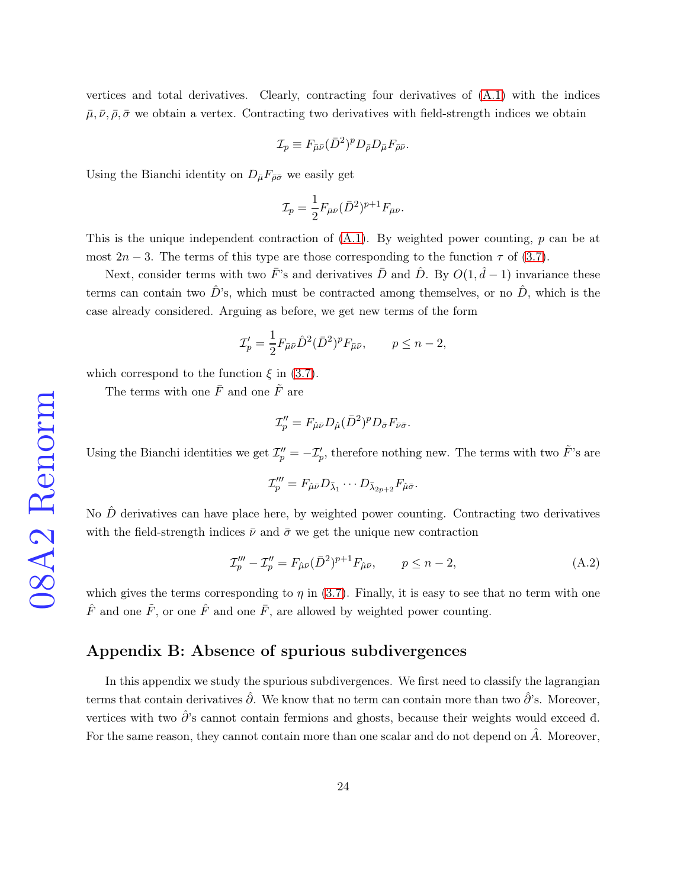vertices and total derivatives. Clearly, contracting four derivatives of (A.1) with the indices $\bar{\mu}, \bar{\nu}, \bar{\rho}, \bar{\sigma}$ we obtain a vertex. Contracting two derivatives with field-strength indices we obtain

$$\mathcal{I}_p \equiv F_{\bar{\mu}\bar{\nu}}(\bar{D}^2)^p D_{\bar{\rho}} D_{\bar{\mu}} F_{\bar{\rho}\bar{\nu}}.$$

Using the Bianchi identity on $D_{\bar{\mu}} F_{\bar{\rho}\bar{\sigma}}$ we easily get

$$\mathcal{I}_p = \frac{1}{2} F_{\bar{\mu}\bar{\nu}}(\bar{D}^2)^{p+1} F_{\bar{\mu}\bar{\nu}}.$$

This is the unique independent contraction of (A.1). By weighted power counting, $p$ can be at most $2n-3$. The terms of this type are those corresponding to the function $\tau$ of (3.7).

Next, consider terms with two $\bar{F}$'s and derivatives $\bar{D}$ and $\hat{D}$. By $O(1, \hat{d}-1)$ invariance these terms can contain two $\hat{D}$'s, which must be contracted among themselves, or no $\hat{D}$, which is the case already considered. Arguing as before, we get new terms of the form

$$\mathcal{I}'_p = \frac{1}{2} F_{\bar{\mu}\bar{\nu}} \hat{D}^2 (\bar{D}^2)^p F_{\bar{\mu}\bar{\nu}}, \qquad p \leq n-2,$$

which correspond to the function $\xi$ in (3.7).

The terms with one $\bar{F}$ and one $\tilde{F}$ are

$$\mathcal{I}''_p = F_{\hat{\mu}\bar{\nu}} D_{\hat{\mu}} (\bar{D}^2)^p D_{\bar{\sigma}} F_{\bar{\nu}\bar{\sigma}}.$$

Using the Bianchi identities we get $\mathcal{I}''_p = -\mathcal{I}'_p$, therefore nothing new. The terms with two $\tilde{F}$'s are

$$\mathcal{I}'''_p = F_{\hat{\mu}\bar{\nu}} D_{\bar{\lambda}_1} \cdots D_{\bar{\lambda}_{2p+2}} F_{\hat{\mu}\bar{\sigma}}.$$

No $\hat{D}$ derivatives can have place here, by weighted power counting. Contracting two derivatives with the field-strength indices $\bar{\nu}$ and $\bar{\sigma}$ we get the unique new contraction

$$\mathcal{I}'''_p - \mathcal{I}''_p = F_{\hat{\mu}\bar{\nu}} (\bar{D}^2)^{p+1} F_{\hat{\mu}\bar{\nu}}, \qquad p \leq n-2, \tag{A.2}$$

which gives the terms corresponding to $\eta$ in (3.7). Finally, it is easy to see that no term with one $\hat{F}$ and one $\tilde{F}$, or one $\hat{F}$ and one $\bar{F}$, are allowed by weighted power counting.

## Appendix B: Absence of spurious subdivergences

In this appendix we study the spurious subdivergences. We first need to classify the lagrangian terms that contain derivatives $\hat{\partial}$. We know that no term can contain more than two $\hat{\partial}$'s. Moreover, vertices with two $\hat{\partial}$'s cannot contain fermions and ghosts, because their weights would exceed đ. For the same reason, they cannot contain more than one scalar and do not depend on $\hat{A}$. Moreover,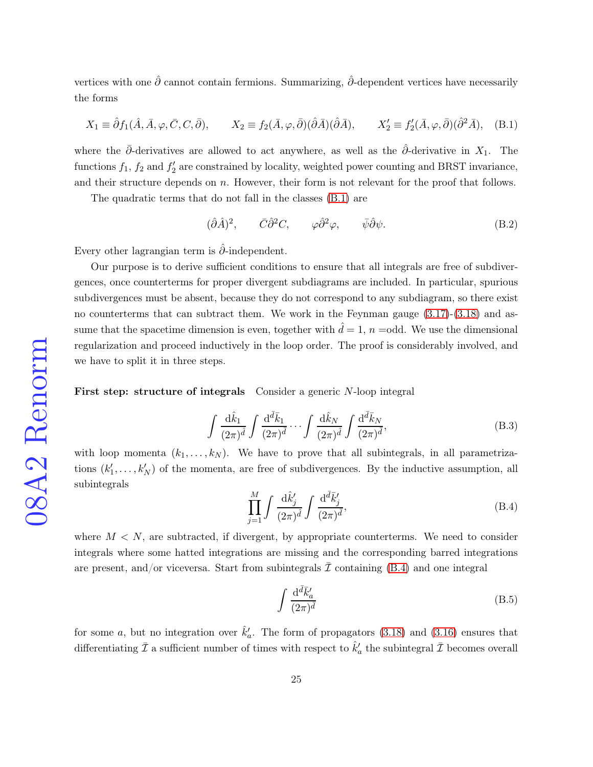vertices with one $\hat{\partial}$ cannot contain fermions. Summarizing, $\hat{\partial}$-dependent vertices have necessarily the forms

$$X_1 \equiv \hat{\partial} f_1(\hat{A}, \bar{A}, \varphi, \bar{C}, C, \bar{\partial}), \qquad X_2 \equiv f_2(\bar{A}, \varphi, \bar{\partial})(\hat{\partial}\hat{A})(\hat{\partial}\bar{A}), \qquad X_2' \equiv f_2'(\bar{A}, \varphi, \bar{\partial})(\hat{\partial}^2 \bar{A}), \quad \text{(B.1)}$$

where the $\bar{\partial}$-derivatives are allowed to act anywhere, as well as the $\hat{\partial}$-derivative in $X_1$. The functions $f_1$, $f_2$ and $f_2'$ are constrained by locality, weighted power counting and BRST invariance, and their structure depends on $n$. However, their form is not relevant for the proof that follows.

The quadratic terms that do not fall in the classes (B.1) are

$$(\hat{\partial}\hat{A})^2, \qquad \bar{C}\hat{\partial}^2 C, \qquad \varphi\hat{\partial}^2\varphi, \qquad \bar{\psi}\hat{\partial}\psi. \quad \text{(B.2)}$$

Every other lagrangian term is $\hat{\partial}$-independent.

Our purpose is to derive sufficient conditions to ensure that all integrals are free of subdivergences, once counterterms for proper divergent subdiagrams are included. In particular, spurious subdivergences must be absent, because they do not correspond to any subdiagram, so there exist no counterterms that can subtract them. We work in the Feynman gauge (3.17)-(3.18) and assume that the spacetime dimension is even, together with $\hat{d} = 1$, $n$ =odd. We use the dimensional regularization and proceed inductively in the loop order. The proof is considerably involved, and we have to split it in three steps.

**First step: structure of integrals** Consider a generic $N$-loop integral

$$\int \frac{\mathrm{d}\hat{k}_1}{(2\pi)^{\hat{d}}} \int \frac{\mathrm{d}^{\bar{d}}\bar{k}_1}{(2\pi)^{\bar{d}}} \cdots \int \frac{\mathrm{d}\hat{k}_N}{(2\pi)^{\hat{d}}} \int \frac{\mathrm{d}^{\bar{d}}\bar{k}_N}{(2\pi)^{\bar{d}}}, \quad \text{(B.3)}$$

with loop momenta $(k_1, \ldots, k_N)$. We have to prove that all subintegrals, in all parametrizations $(k_1', \ldots, k_N')$ of the momenta, are free of subdivergences. By the inductive assumption, all subintegrals

$$\prod_{j=1}^{M} \int \frac{\mathrm{d}\hat{k}_j'}{(2\pi)^{\hat{d}}} \int \frac{\mathrm{d}^{\bar{d}}\bar{k}_j'}{(2\pi)^{\bar{d}}}, \quad \text{(B.4)}$$

where $M < N$, are subtracted, if divergent, by appropriate counterterms. We need to consider integrals where some hatted integrations are missing and the corresponding barred integrations are present, and/or viceversa. Start from subintegrals $\bar{\mathcal{I}}$ containing (B.4) and one integral

$$\int \frac{\mathrm{d}^{\bar{d}}\bar{k}_a'}{(2\pi)^{\bar{d}}} \quad \text{(B.5)}$$

for some $a$, but no integration over $\hat{k}_a'$. The form of propagators (3.18) and (3.16) ensures that differentiating $\bar{\mathcal{I}}$ a sufficient number of times with respect to $\hat{k}_a'$ the subintegral $\bar{\mathcal{I}}$ becomes overall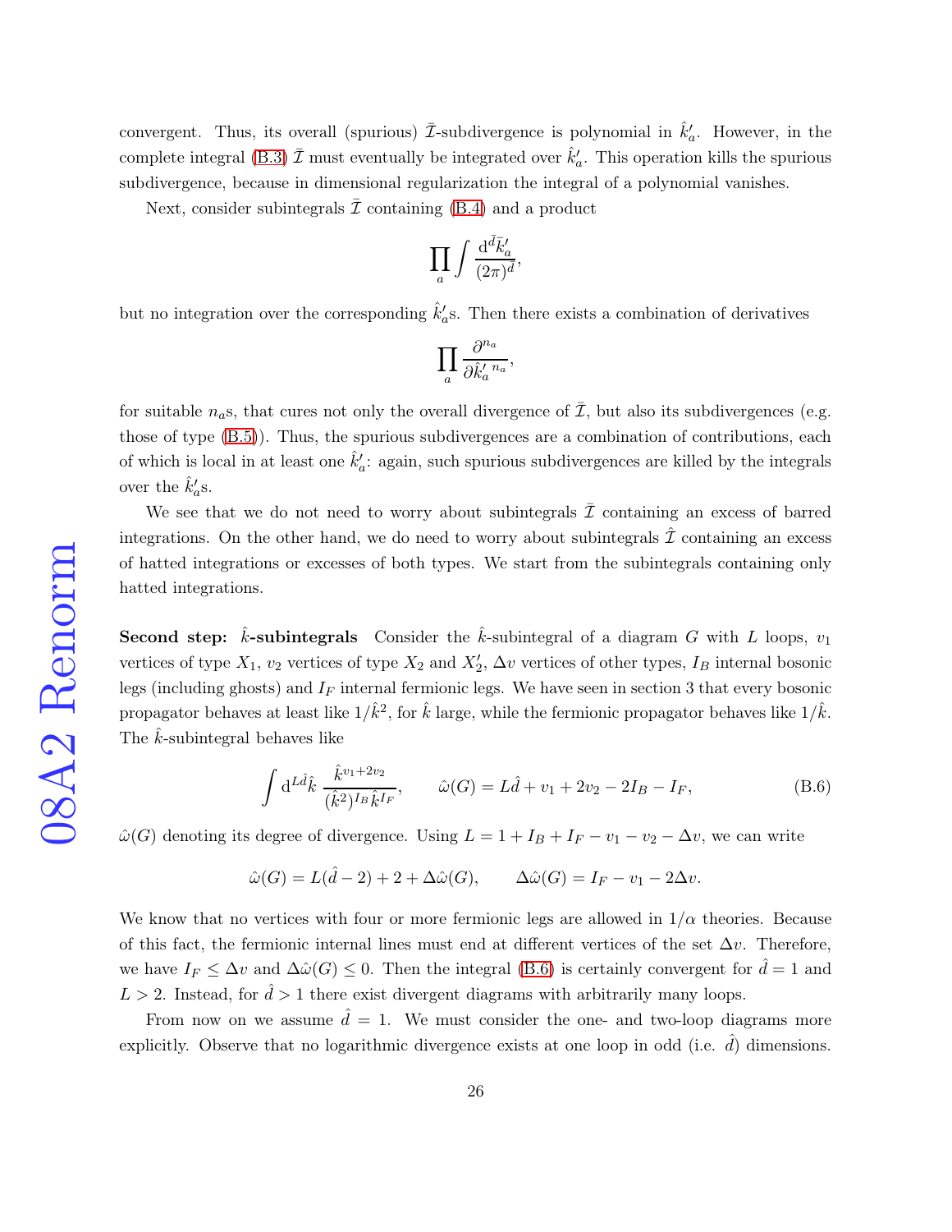convergent. Thus, its overall (spurious) $\bar{\mathcal{I}}$-subdivergence is polynomial in $\hat{k}'_a$. However, in the complete integral (B.3) $\bar{\mathcal{I}}$ must eventually be integrated over $\hat{k}'_a$. This operation kills the spurious subdivergence, because in dimensional regularization the integral of a polynomial vanishes.

Next, consider subintegrals $\bar{\mathcal{I}}$ containing (B.4) and a product

$$\prod_a \int \frac{\mathrm{d}^{\bar{d}}\bar{k}'_a}{(2\pi)^{\bar{d}}},$$

but no integration over the corresponding $\hat{k}'_a$s. Then there exists a combination of derivatives

$$\prod_a \frac{\partial^{n_a}}{\partial \hat{k}'^{\,n_a}_a},$$

for suitable $n_a$s, that cures not only the overall divergence of $\bar{\mathcal{I}}$, but also its subdivergences (e.g. those of type (B.5)). Thus, the spurious subdivergences are a combination of contributions, each of which is local in at least one $\hat{k}'_a$: again, such spurious subdivergences are killed by the integrals over the $\hat{k}'_a$s.

We see that we do not need to worry about subintegrals $\bar{\mathcal{I}}$ containing an excess of barred integrations. On the other hand, we do need to worry about subintegrals $\hat{\mathcal{I}}$ containing an excess of hatted integrations or excesses of both types. We start from the subintegrals containing only hatted integrations.

**Second step: $\hat{k}$-subintegrals** Consider the $\hat{k}$-subintegral of a diagram $G$ with $L$ loops, $v_1$ vertices of type $X_1$, $v_2$ vertices of type $X_2$ and $X'_2$, $\Delta v$ vertices of other types, $I_B$ internal bosonic legs (including ghosts) and $I_F$ internal fermionic legs. We have seen in section 3 that every bosonic propagator behaves at least like $1/\hat{k}^2$, for $\hat{k}$ large, while the fermionic propagator behaves like $1/\hat{k}$. The $\hat{k}$-subintegral behaves like

$$\int \mathrm{d}^{L\hat{d}}\hat{k}\ \frac{\hat{k}^{v_1+2v_2}}{(\hat{k}^2)^{I_B}\hat{k}^{I_F}}, \qquad \hat{\omega}(G) = L\hat{d} + v_1 + 2v_2 - 2I_B - I_F, \tag{B.6}$$

$\hat{\omega}(G)$ denoting its degree of divergence. Using $L = 1 + I_B + I_F - v_1 - v_2 - \Delta v$, we can write

$$\hat{\omega}(G) = L(\hat{d}-2) + 2 + \Delta\hat{\omega}(G), \qquad \Delta\hat{\omega}(G) = I_F - v_1 - 2\Delta v.$$

We know that no vertices with four or more fermionic legs are allowed in $1/\alpha$ theories. Because of this fact, the fermionic internal lines must end at different vertices of the set $\Delta v$. Therefore, we have $I_F \leq \Delta v$ and $\Delta\hat{\omega}(G) \leq 0$. Then the integral (B.6) is certainly convergent for $\hat{d} = 1$ and $L > 2$. Instead, for $\hat{d} > 1$ there exist divergent diagrams with arbitrarily many loops.

From now on we assume $\hat{d} = 1$. We must consider the one- and two-loop diagrams more explicitly. Observe that no logarithmic divergence exists at one loop in odd (i.e. $\hat{d}$) dimensions.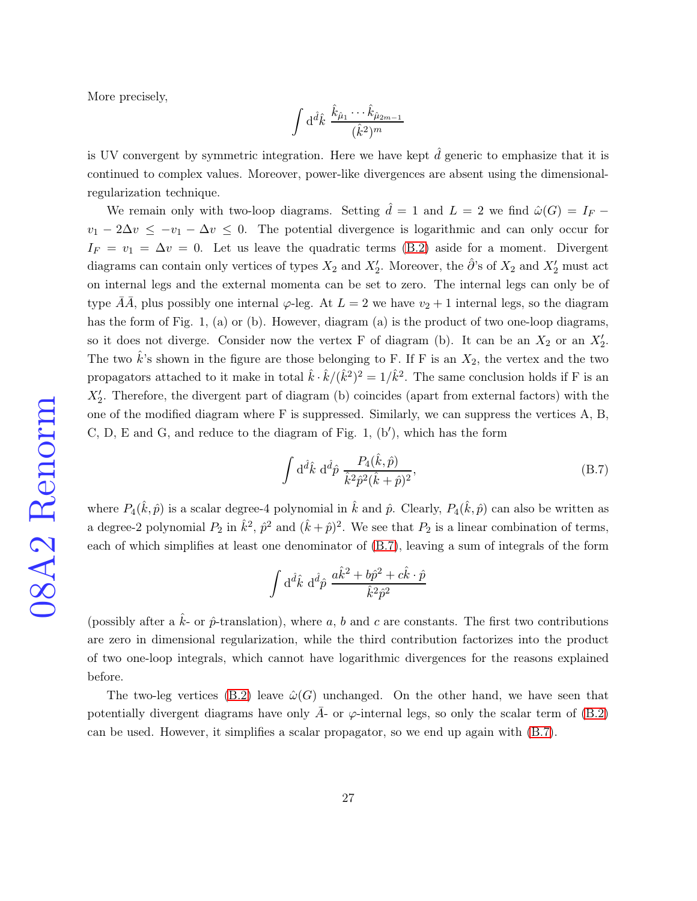More precisely,

$$\int \mathrm{d}^{\hat{d}}\hat{k} \ \frac{\hat{k}_{\hat{\mu}_1}\cdots\hat{k}_{\hat{\mu}_{2m-1}}}{(\hat{k}^2)^m}$$

is UV convergent by symmetric integration. Here we have kept $\hat{d}$ generic to emphasize that it is continued to complex values. Moreover, power-like divergences are absent using the dimensional-regularization technique.

We remain only with two-loop diagrams. Setting $\hat{d}=1$ and $L=2$ we find $\hat{\omega}(G)=I_F-v_1-2\Delta v\leq -v_1-\Delta v\leq 0$. The potential divergence is logarithmic and can only occur for $I_F=v_1=\Delta v=0$. Let us leave the quadratic terms (B.2) aside for a moment. Divergent diagrams can contain only vertices of types $X_2$ and $X_2'$. Moreover, the $\hat{\partial}$'s of $X_2$ and $X_2'$ must act on internal legs and the external momenta can be set to zero. The internal legs can only be of type $\bar{A}\bar{A}$, plus possibly one internal $\varphi$-leg. At $L=2$ we have $v_2+1$ internal legs, so the diagram has the form of Fig. 1, (a) or (b). However, diagram (a) is the product of two one-loop diagrams, so it does not diverge. Consider now the vertex F of diagram (b). It can be an $X_2$ or an $X_2'$. The two $\hat{k}$'s shown in the figure are those belonging to F. If F is an $X_2$, the vertex and the two propagators attached to it make in total $\hat{k}\cdot\hat{k}/(\hat{k}^2)^2=1/\hat{k}^2$. The same conclusion holds if F is an $X_2'$. Therefore, the divergent part of diagram (b) coincides (apart from external factors) with the one of the modified diagram where F is suppressed. Similarly, we can suppress the vertices A, B, C, D, E and G, and reduce to the diagram of Fig. 1, (b′), which has the form

$$\int \mathrm{d}^{\hat{d}}\hat{k}\ \mathrm{d}^{\hat{d}}\hat{p}\ \frac{P_4(\hat{k},\hat{p})}{\hat{k}^2\hat{p}^2(\hat{k}+\hat{p})^2}, \tag{B.7}$$

where $P_4(\hat{k},\hat{p})$ is a scalar degree-4 polynomial in $\hat{k}$ and $\hat{p}$. Clearly, $P_4(\hat{k},\hat{p})$ can also be written as a degree-2 polynomial $P_2$ in $\hat{k}^2$, $\hat{p}^2$ and $(\hat{k}+\hat{p})^2$. We see that $P_2$ is a linear combination of terms, each of which simplifies at least one denominator of (B.7), leaving a sum of integrals of the form

$$\int \mathrm{d}^{\hat{d}}\hat{k}\ \mathrm{d}^{\hat{d}}\hat{p}\ \frac{a\hat{k}^2+b\hat{p}^2+c\hat{k}\cdot\hat{p}}{\hat{k}^2\hat{p}^2}$$

(possibly after a $\hat{k}$- or $\hat{p}$-translation), where $a$, $b$ and $c$ are constants. The first two contributions are zero in dimensional regularization, while the third contribution factorizes into the product of two one-loop integrals, which cannot have logarithmic divergences for the reasons explained before.

The two-leg vertices (B.2) leave $\hat{\omega}(G)$ unchanged. On the other hand, we have seen that potentially divergent diagrams have only $\bar{A}$- or $\varphi$-internal legs, so only the scalar term of (B.2) can be used. However, it simplifies a scalar propagator, so we end up again with (B.7).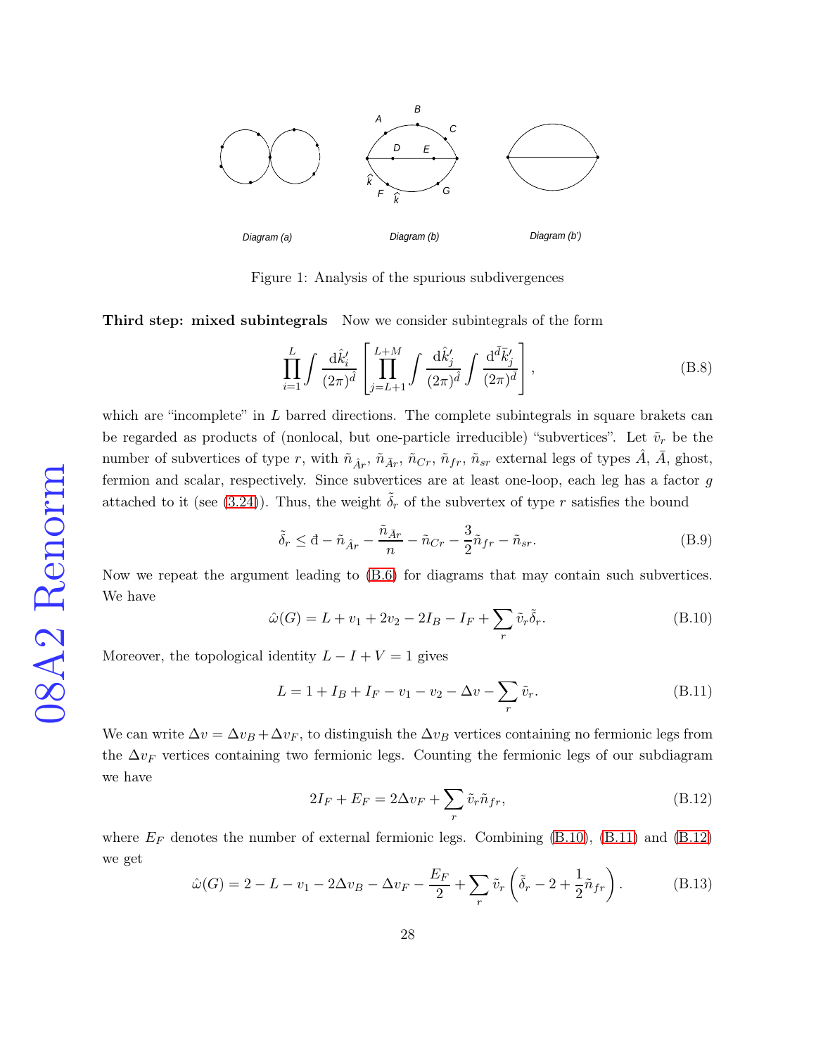Diagram (a) Diagram (b) Diagram (b')

Figure 1: Analysis of the spurious subdivergences

**Third step: mixed subintegrals** Now we consider subintegrals of the form

$$\prod_{i=1}^{L}\int\frac{\mathrm{d}\hat{k}_i'}{(2\pi)^{\hat{d}}}\left[\prod_{j=L+1}^{L+M}\int\frac{\mathrm{d}\hat{k}_j'}{(2\pi)^{\hat{d}}}\int\frac{\mathrm{d}^{\bar{d}}\bar{k}_j'}{(2\pi)^{\bar{d}}}\right], \tag{B.8}$$

which are "incomplete" in $L$ barred directions. The complete subintegrals in square brakets can be regarded as products of (nonlocal, but one-particle irreducible) "subvertices". Let $\tilde{v}_r$ be the number of subvertices of type $r$, with $\tilde{n}_{\hat{A}r}$, $\tilde{n}_{\bar{A}r}$, $\tilde{n}_{Cr}$, $\tilde{n}_{fr}$, $\tilde{n}_{sr}$ external legs of types $\hat{A}$, $\bar{A}$, ghost, fermion and scalar, respectively. Since subvertices are at least one-loop, each leg has a factor $g$ attached to it (see (3.24)). Thus, the weight $\tilde{\delta}_r$ of the subvertex of type $r$ satisfies the bound

$$\tilde{\delta}_r \leq \text{đ} - \tilde{n}_{\hat{A}r} - \frac{\tilde{n}_{\bar{A}r}}{n} - \tilde{n}_{Cr} - \frac{3}{2}\tilde{n}_{fr} - \tilde{n}_{sr}. \tag{B.9}$$

Now we repeat the argument leading to (B.6) for diagrams that may contain such subvertices. We have

$$\hat{\omega}(G) = L + v_1 + 2v_2 - 2I_B - I_F + \sum_r \tilde{v}_r\tilde{\delta}_r. \tag{B.10}$$

Moreover, the topological identity $L - I + V = 1$ gives

$$L = 1 + I_B + I_F - v_1 - v_2 - \Delta v - \sum_r \tilde{v}_r. \tag{B.11}$$

We can write $\Delta v = \Delta v_B + \Delta v_F$, to distinguish the $\Delta v_B$ vertices containing no fermionic legs from the $\Delta v_F$ vertices containing two fermionic legs. Counting the fermionic legs of our subdiagram we have

$$2I_F + E_F = 2\Delta v_F + \sum_r \tilde{v}_r\tilde{n}_{fr}, \tag{B.12}$$

where $E_F$ denotes the number of external fermionic legs. Combining (B.10), (B.11) and (B.12) we get

$$\hat{\omega}(G) = 2 - L - v_1 - 2\Delta v_B - \Delta v_F - \frac{E_F}{2} + \sum_r \tilde{v}_r\left(\tilde{\delta}_r - 2 + \frac{1}{2}\tilde{n}_{fr}\right). \tag{B.13}$$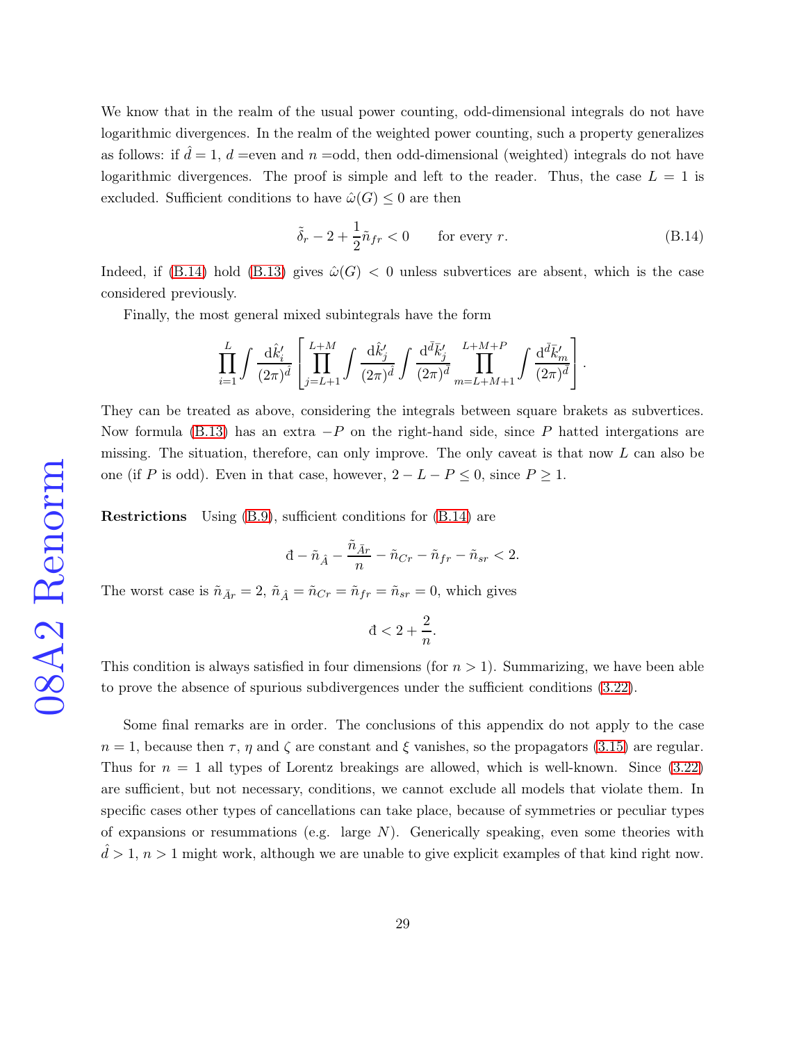We know that in the realm of the usual power counting, odd-dimensional integrals do not have logarithmic divergences. In the realm of the weighted power counting, such a property generalizes as follows: if $\hat{d} = 1$, $d$ =even and $n$ =odd, then odd-dimensional (weighted) integrals do not have logarithmic divergences. The proof is simple and left to the reader. Thus, the case $L = 1$ is excluded. Sufficient conditions to have $\hat{\omega}(G) \leq 0$ are then

$$\tilde{\delta}_r - 2 + \frac{1}{2}\tilde{n}_{fr} < 0 \qquad \text{for every } r. \tag{B.14}$$

Indeed, if (B.14) hold (B.13) gives $\hat{\omega}(G) < 0$ unless subvertices are absent, which is the case considered previously.

Finally, the most general mixed subintegrals have the form

$$\prod_{i=1}^{L} \int \frac{\mathrm{d}\hat{k}_i'}{(2\pi)^{\hat{d}}} \left[ \prod_{j=L+1}^{L+M} \int \frac{\mathrm{d}\hat{k}_j'}{(2\pi)^{\hat{d}}} \int \frac{\mathrm{d}^{\bar{d}}\bar{k}_j'}{(2\pi)^{\bar{d}}} \prod_{m=L+M+1}^{L+M+P} \int \frac{\mathrm{d}^{\bar{d}}\bar{k}_m'}{(2\pi)^{\bar{d}}} \right].$$

They can be treated as above, considering the integrals between square brakets as subvertices. Now formula (B.13) has an extra $-P$ on the right-hand side, since $P$ hatted intergations are missing. The situation, therefore, can only improve. The only caveat is that now $L$ can also be one (if $P$ is odd). Even in that case, however, $2 - L - P \leq 0$, since $P \geq 1$.

**Restrictions** Using (B.9), sufficient conditions for (B.14) are

$$\text{đ} - \tilde{n}_{\hat{A}} - \frac{\tilde{n}_{\bar{A}r}}{n} - \tilde{n}_{Cr} - \tilde{n}_{fr} - \tilde{n}_{sr} < 2.$$

The worst case is $\tilde{n}_{\bar{A}r} = 2$, $\tilde{n}_{\hat{A}} = \tilde{n}_{Cr} = \tilde{n}_{fr} = \tilde{n}_{sr} = 0$, which gives

$$\text{đ} < 2 + \frac{2}{n}.$$

This condition is always satisfied in four dimensions (for $n > 1$). Summarizing, we have been able to prove the absence of spurious subdivergences under the sufficient conditions (3.22).

Some final remarks are in order. The conclusions of this appendix do not apply to the case $n = 1$, because then $\tau$, $\eta$ and $\zeta$ are constant and $\xi$ vanishes, so the propagators (3.15) are regular. Thus for $n = 1$ all types of Lorentz breakings are allowed, which is well-known. Since (3.22) are sufficient, but not necessary, conditions, we cannot exclude all models that violate them. In specific cases other types of cancellations can take place, because of symmetries or peculiar types of expansions or resummations (e.g. large $N$). Generically speaking, even some theories with $\hat{d} > 1$, $n > 1$ might work, although we are unable to give explicit examples of that kind right now.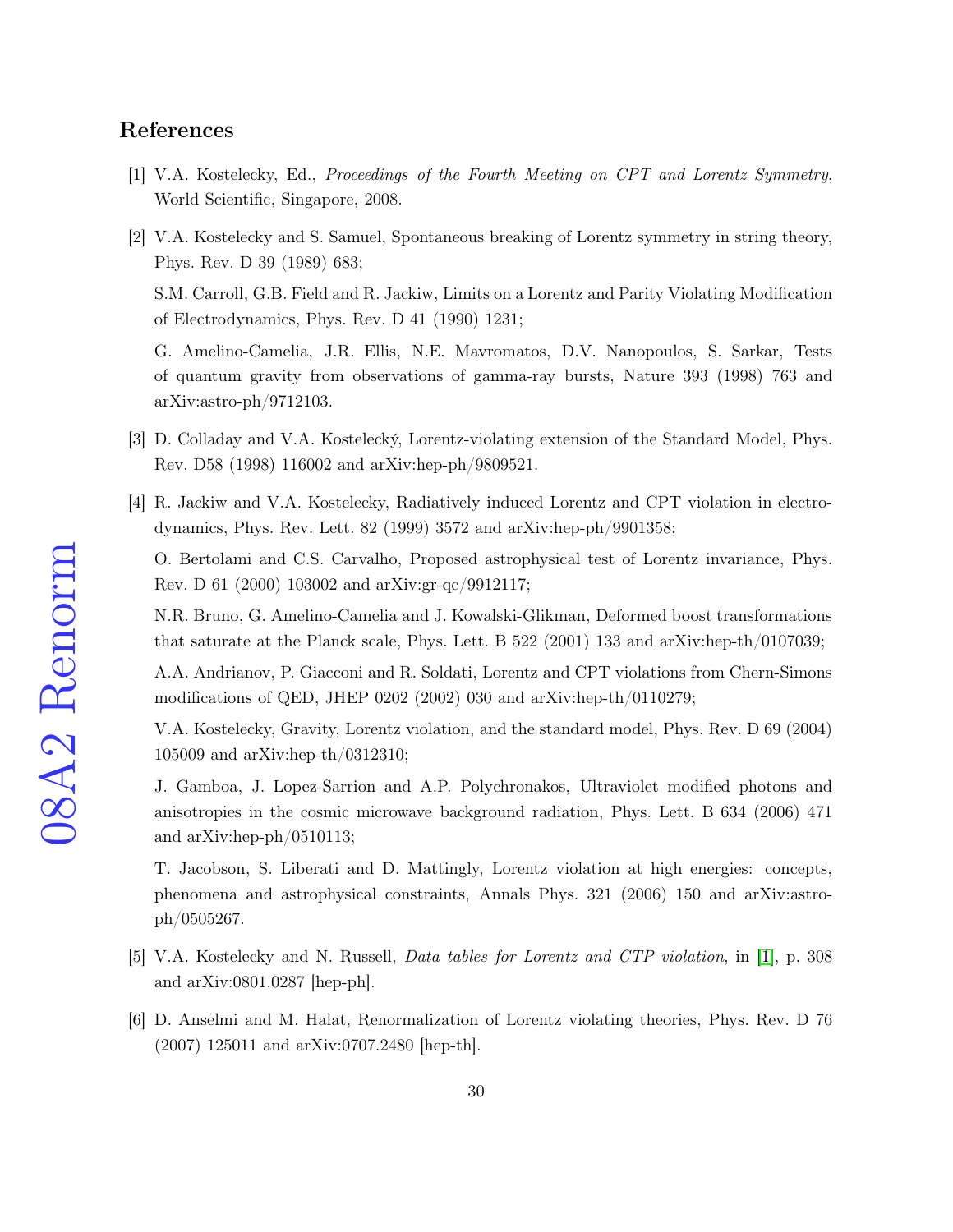## References

[1] V.A. Kostelecky, Ed., *Proceedings of the Fourth Meeting on CPT and Lorentz Symmetry*, World Scientific, Singapore, 2008.

[2] V.A. Kostelecky and S. Samuel, Spontaneous breaking of Lorentz symmetry in string theory, Phys. Rev. D 39 (1989) 683;

S.M. Carroll, G.B. Field and R. Jackiw, Limits on a Lorentz and Parity Violating Modification of Electrodynamics, Phys. Rev. D 41 (1990) 1231;

G. Amelino-Camelia, J.R. Ellis, N.E. Mavromatos, D.V. Nanopoulos, S. Sarkar, Tests of quantum gravity from observations of gamma-ray bursts, Nature 393 (1998) 763 and arXiv:astro-ph/9712103.

[3] D. Colladay and V.A. Kostelecký, Lorentz-violating extension of the Standard Model, Phys. Rev. D58 (1998) 116002 and arXiv:hep-ph/9809521.

[4] R. Jackiw and V.A. Kostelecky, Radiatively induced Lorentz and CPT violation in electrodynamics, Phys. Rev. Lett. 82 (1999) 3572 and arXiv:hep-ph/9901358;

O. Bertolami and C.S. Carvalho, Proposed astrophysical test of Lorentz invariance, Phys. Rev. D 61 (2000) 103002 and arXiv:gr-qc/9912117;

N.R. Bruno, G. Amelino-Camelia and J. Kowalski-Glikman, Deformed boost transformations that saturate at the Planck scale, Phys. Lett. B 522 (2001) 133 and arXiv:hep-th/0107039;

A.A. Andrianov, P. Giacconi and R. Soldati, Lorentz and CPT violations from Chern-Simons modifications of QED, JHEP 0202 (2002) 030 and arXiv:hep-th/0110279;

V.A. Kostelecky, Gravity, Lorentz violation, and the standard model, Phys. Rev. D 69 (2004) 105009 and arXiv:hep-th/0312310;

J. Gamboa, J. Lopez-Sarrion and A.P. Polychronakos, Ultraviolet modified photons and anisotropies in the cosmic microwave background radiation, Phys. Lett. B 634 (2006) 471 and arXiv:hep-ph/0510113;

T. Jacobson, S. Liberati and D. Mattingly, Lorentz violation at high energies: concepts, phenomena and astrophysical constraints, Annals Phys. 321 (2006) 150 and arXiv:astro-ph/0505267.

[5] V.A. Kostelecky and N. Russell, *Data tables for Lorentz and CTP violation*, in [1], p. 308 and arXiv:0801.0287 [hep-ph].

[6] D. Anselmi and M. Halat, Renormalization of Lorentz violating theories, Phys. Rev. D 76 (2007) 125011 and arXiv:0707.2480 [hep-th].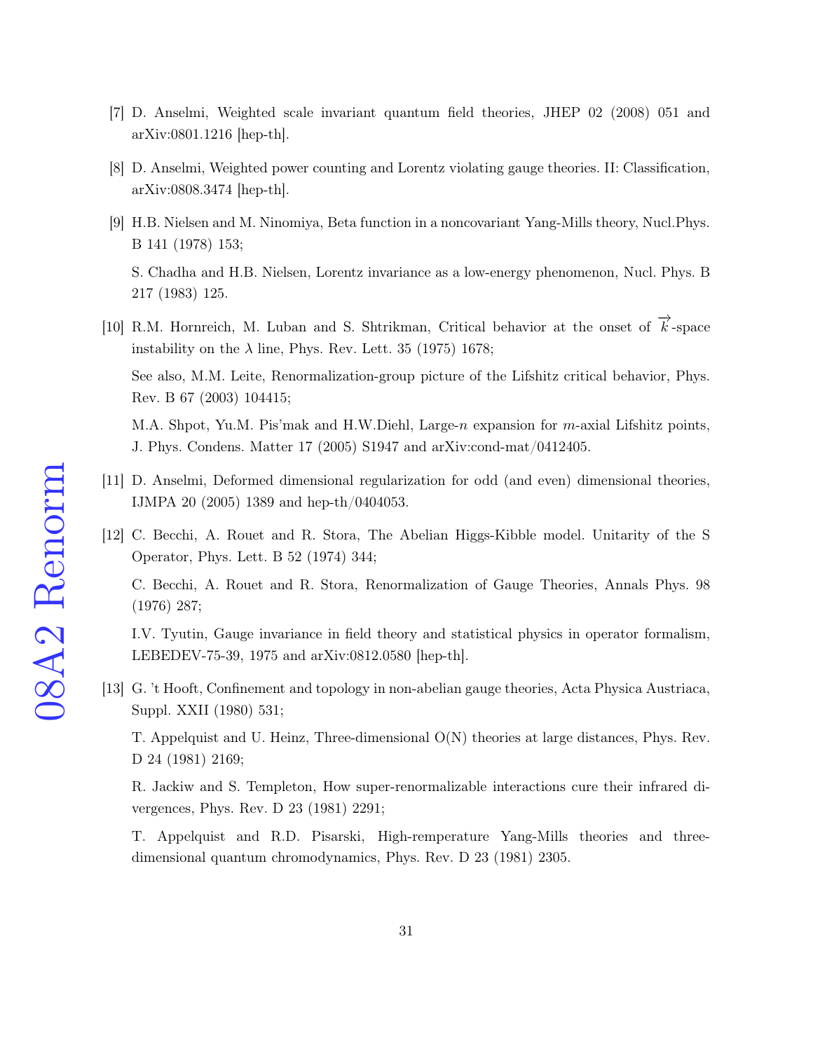[7] D. Anselmi, Weighted scale invariant quantum field theories, JHEP 02 (2008) 051 and arXiv:0801.1216 [hep-th].

[8] D. Anselmi, Weighted power counting and Lorentz violating gauge theories. II: Classification, arXiv:0808.3474 [hep-th].

[9] H.B. Nielsen and M. Ninomiya, Beta function in a noncovariant Yang-Mills theory, Nucl.Phys. B 141 (1978) 153;

S. Chadha and H.B. Nielsen, Lorentz invariance as a low-energy phenomenon, Nucl. Phys. B 217 (1983) 125.

[10] R.M. Hornreich, M. Luban and S. Shtrikman, Critical behavior at the onset of $\overrightarrow{k}$-space instability on the $\lambda$ line, Phys. Rev. Lett. 35 (1975) 1678;

See also, M.M. Leite, Renormalization-group picture of the Lifshitz critical behavior, Phys. Rev. B 67 (2003) 104415;

M.A. Shpot, Yu.M. Pis'mak and H.W.Diehl, Large-$n$ expansion for $m$-axial Lifshitz points, J. Phys. Condens. Matter 17 (2005) S1947 and arXiv:cond-mat/0412405.

[11] D. Anselmi, Deformed dimensional regularization for odd (and even) dimensional theories, IJMPA 20 (2005) 1389 and hep-th/0404053.

[12] C. Becchi, A. Rouet and R. Stora, The Abelian Higgs-Kibble model. Unitarity of the S Operator, Phys. Lett. B 52 (1974) 344;

C. Becchi, A. Rouet and R. Stora, Renormalization of Gauge Theories, Annals Phys. 98 (1976) 287;

I.V. Tyutin, Gauge invariance in field theory and statistical physics in operator formalism, LEBEDEV-75-39, 1975 and arXiv:0812.0580 [hep-th].

[13] G. 't Hooft, Confinement and topology in non-abelian gauge theories, Acta Physica Austriaca, Suppl. XXII (1980) 531;

T. Appelquist and U. Heinz, Three-dimensional O(N) theories at large distances, Phys. Rev. D 24 (1981) 2169;

R. Jackiw and S. Templeton, How super-renormalizable interactions cure their infrared divergences, Phys. Rev. D 23 (1981) 2291;

T. Appelquist and R.D. Pisarski, High-remperature Yang-Mills theories and three-dimensional quantum chromodynamics, Phys. Rev. D 23 (1981) 2305.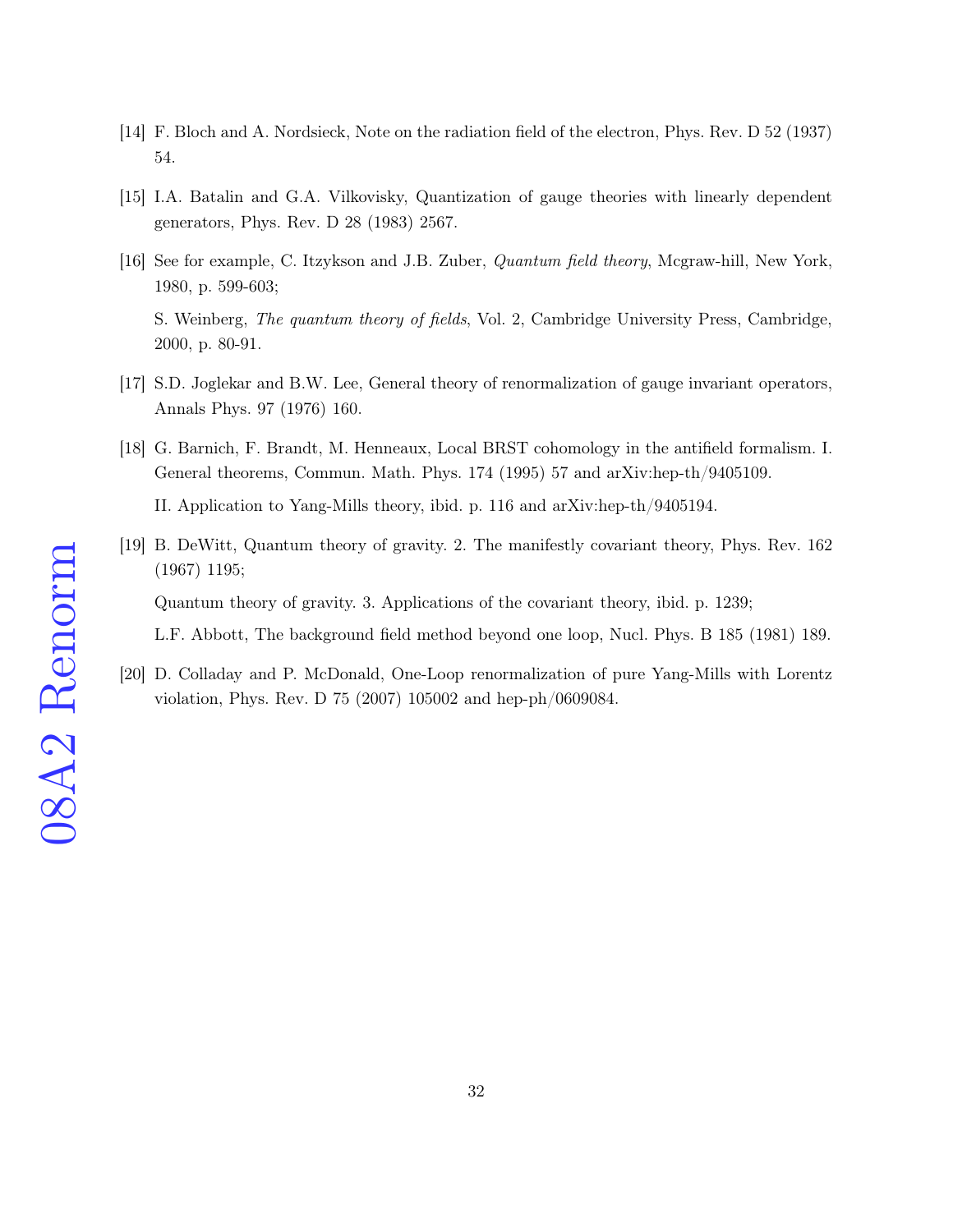[14] F. Bloch and A. Nordsieck, Note on the radiation field of the electron, Phys. Rev. D 52 (1937) 54.

[15] I.A. Batalin and G.A. Vilkovisky, Quantization of gauge theories with linearly dependent generators, Phys. Rev. D 28 (1983) 2567.

[16] See for example, C. Itzykson and J.B. Zuber, *Quantum field theory*, Mcgraw-hill, New York, 1980, p. 599-603;

S. Weinberg, *The quantum theory of fields*, Vol. 2, Cambridge University Press, Cambridge, 2000, p. 80-91.

[17] S.D. Joglekar and B.W. Lee, General theory of renormalization of gauge invariant operators, Annals Phys. 97 (1976) 160.

[18] G. Barnich, F. Brandt, M. Henneaux, Local BRST cohomology in the antifield formalism. I. General theorems, Commun. Math. Phys. 174 (1995) 57 and arXiv:hep-th/9405109.

II. Application to Yang-Mills theory, ibid. p. 116 and arXiv:hep-th/9405194.

[19] B. DeWitt, Quantum theory of gravity. 2. The manifestly covariant theory, Phys. Rev. 162 (1967) 1195;

Quantum theory of gravity. 3. Applications of the covariant theory, ibid. p. 1239;

L.F. Abbott, The background field method beyond one loop, Nucl. Phys. B 185 (1981) 189.

[20] D. Colladay and P. McDonald, One-Loop renormalization of pure Yang-Mills with Lorentz violation, Phys. Rev. D 75 (2007) 105002 and hep-ph/0609084.